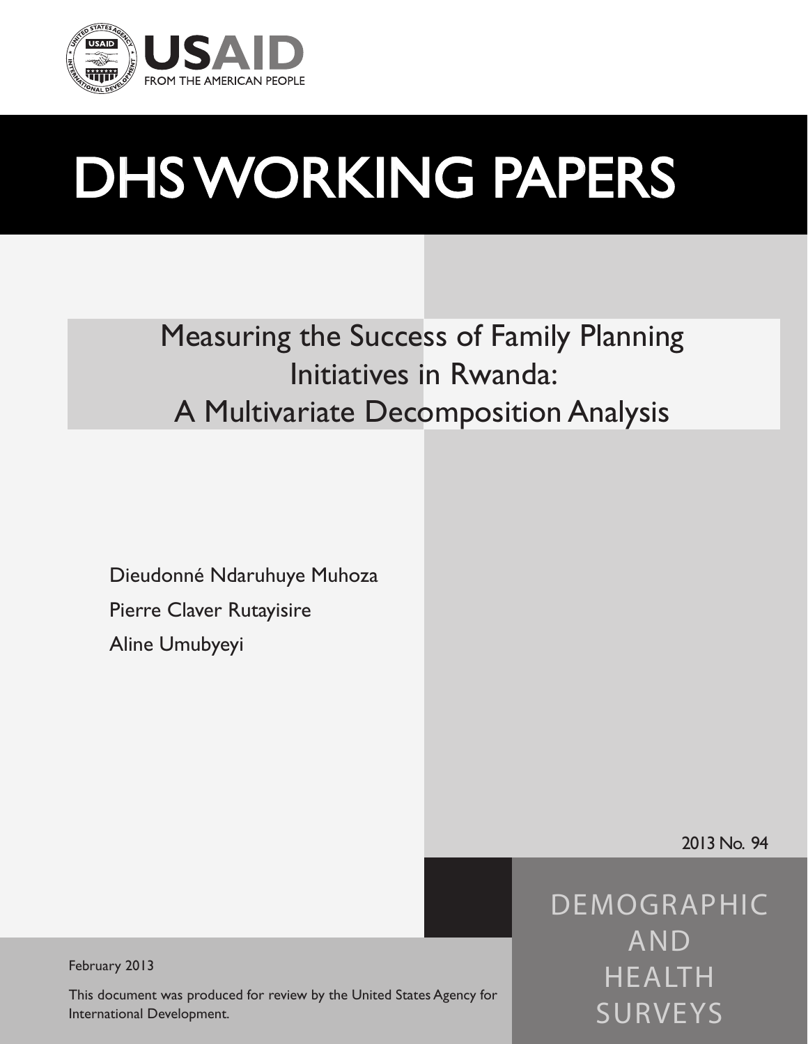USAID

FROM THE AMERICAN PEOPLE

# DHS WORKING PAPERS

## Measuring the Success of Family Planning Initiatives in Rwanda: A Multivariate Decomposition Analysis

Dieudonné Ndaruhuye Muhoza

Pierre Claver Rutayisire

Aline Umubyeyi

2013 No. 94

DEMOGRAPHIC AND HEALTH SURVEYS

February 2013

This document was produced for review by the United States Agency for International Development.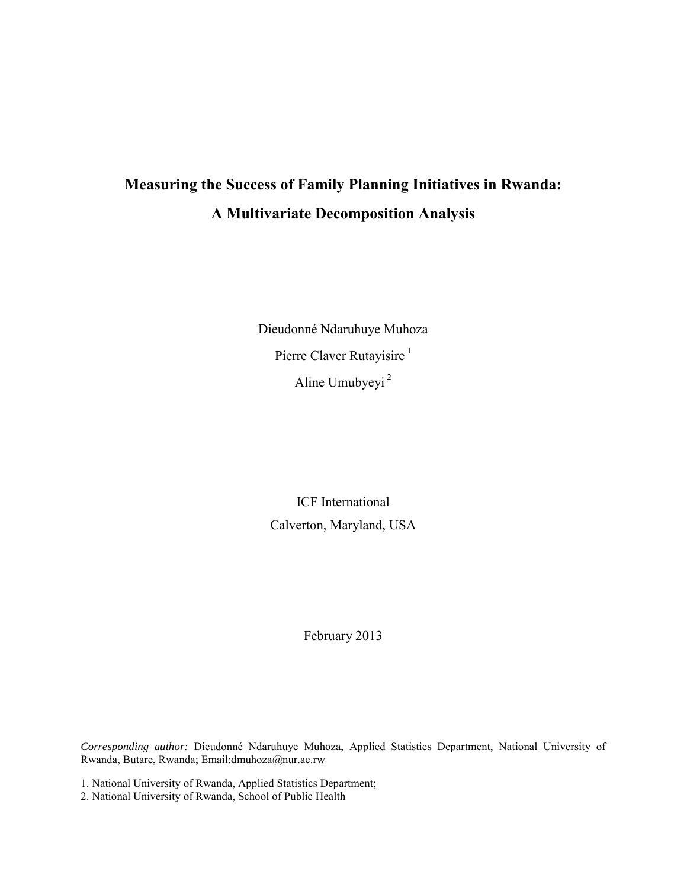# Measuring the Success of Family Planning Initiatives in Rwanda: A Multivariate Decomposition Analysis

Dieudonné Ndaruhuye Muhoza

Pierre Claver Rutayisire [1]

Aline Umubyeyi [2]

ICF International

Calverton, Maryland, USA

February 2013

*Corresponding author:* Dieudonné Ndaruhuye Muhoza, Applied Statistics Department, National University of Rwanda, Butare, Rwanda; Email:dmuhoza@nur.ac.rw

1. National University of Rwanda, Applied Statistics Department;
2. National University of Rwanda, School of Public Health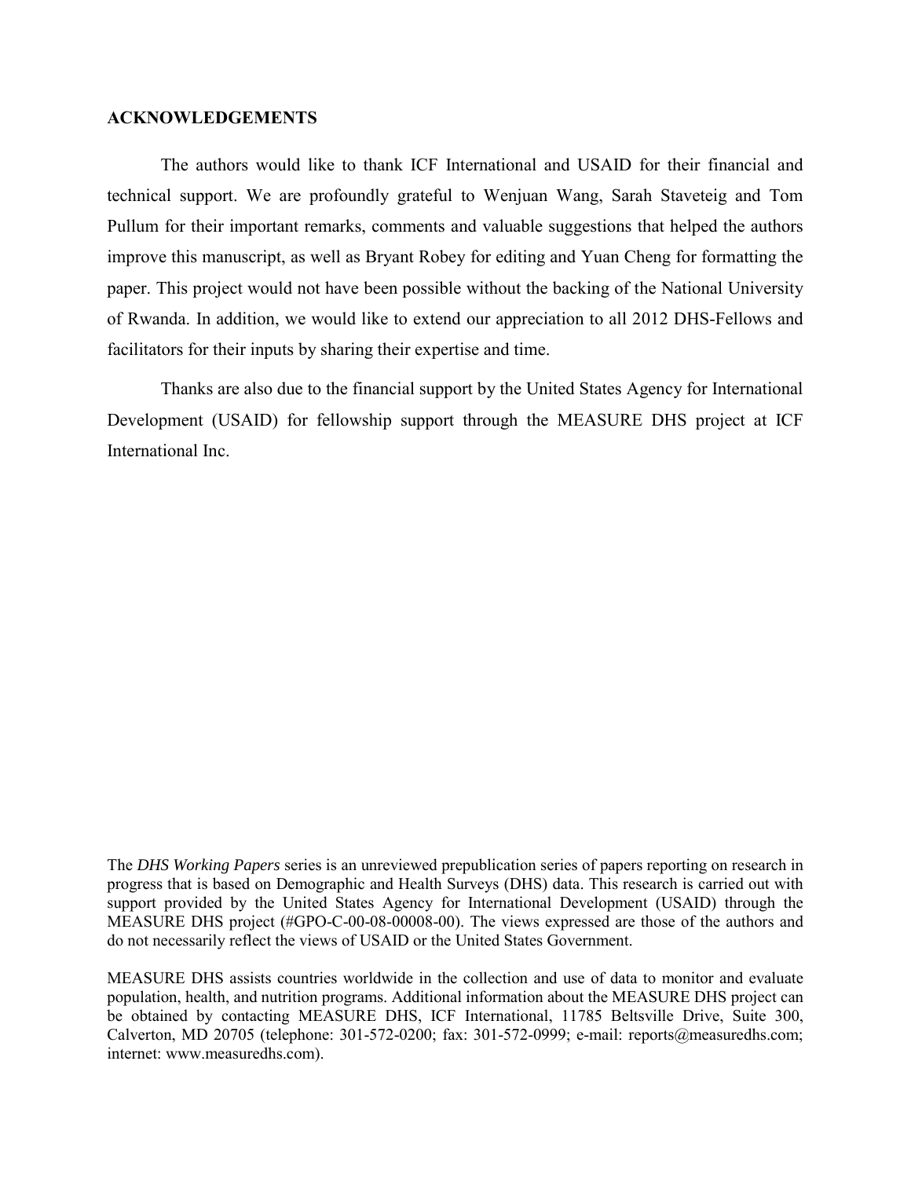## ACKNOWLEDGEMENTS

The authors would like to thank ICF International and USAID for their financial and technical support. We are profoundly grateful to Wenjuan Wang, Sarah Staveteig and Tom Pullum for their important remarks, comments and valuable suggestions that helped the authors improve this manuscript, as well as Bryant Robey for editing and Yuan Cheng for formatting the paper. This project would not have been possible without the backing of the National University of Rwanda. In addition, we would like to extend our appreciation to all 2012 DHS-Fellows and facilitators for their inputs by sharing their expertise and time.

Thanks are also due to the financial support by the United States Agency for International Development (USAID) for fellowship support through the MEASURE DHS project at ICF International Inc.

The *DHS Working Papers* series is an unreviewed prepublication series of papers reporting on research in progress that is based on Demographic and Health Surveys (DHS) data. This research is carried out with support provided by the United States Agency for International Development (USAID) through the MEASURE DHS project (#GPO-C-00-08-00008-00). The views expressed are those of the authors and do not necessarily reflect the views of USAID or the United States Government.

MEASURE DHS assists countries worldwide in the collection and use of data to monitor and evaluate population, health, and nutrition programs. Additional information about the MEASURE DHS project can be obtained by contacting MEASURE DHS, ICF International, 11785 Beltsville Drive, Suite 300, Calverton, MD 20705 (telephone: 301-572-0200; fax: 301-572-0999; e-mail: reports@measuredhs.com; internet: www.measuredhs.com).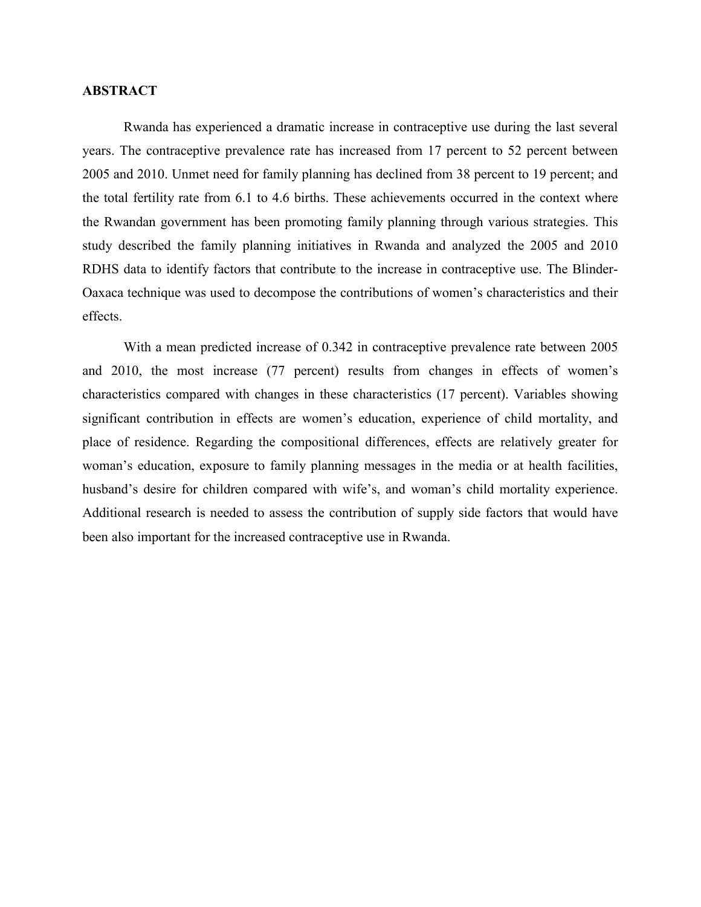## ABSTRACT

Rwanda has experienced a dramatic increase in contraceptive use during the last several years. The contraceptive prevalence rate has increased from 17 percent to 52 percent between 2005 and 2010. Unmet need for family planning has declined from 38 percent to 19 percent; and the total fertility rate from 6.1 to 4.6 births. These achievements occurred in the context where the Rwandan government has been promoting family planning through various strategies. This study described the family planning initiatives in Rwanda and analyzed the 2005 and 2010 RDHS data to identify factors that contribute to the increase in contraceptive use. The Blinder-Oaxaca technique was used to decompose the contributions of women's characteristics and their effects.

With a mean predicted increase of 0.342 in contraceptive prevalence rate between 2005 and 2010, the most increase (77 percent) results from changes in effects of women's characteristics compared with changes in these characteristics (17 percent). Variables showing significant contribution in effects are women's education, experience of child mortality, and place of residence. Regarding the compositional differences, effects are relatively greater for woman's education, exposure to family planning messages in the media or at health facilities, husband's desire for children compared with wife's, and woman's child mortality experience. Additional research is needed to assess the contribution of supply side factors that would have been also important for the increased contraceptive use in Rwanda.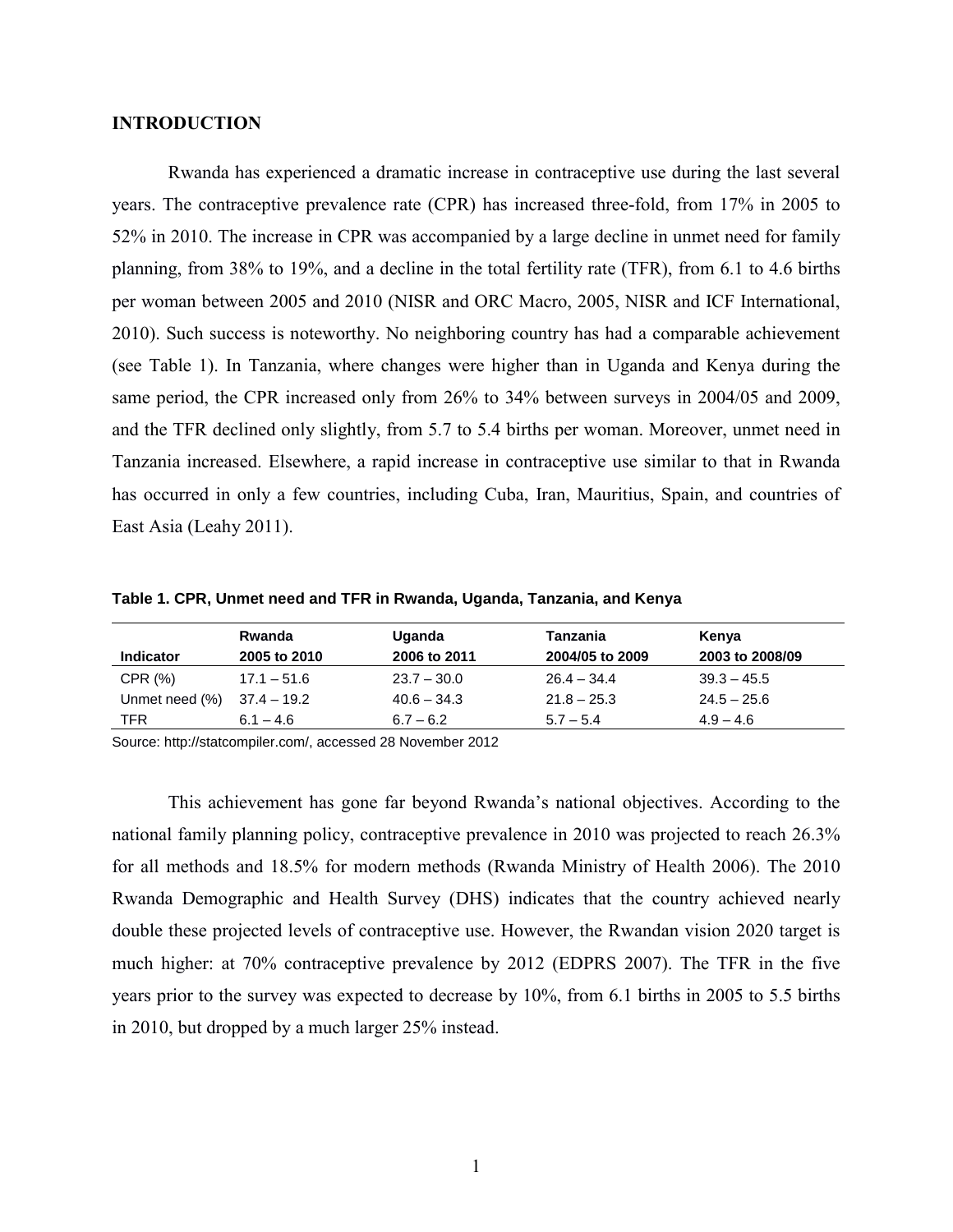## INTRODUCTION

Rwanda has experienced a dramatic increase in contraceptive use during the last several years. The contraceptive prevalence rate (CPR) has increased three-fold, from 17% in 2005 to 52% in 2010. The increase in CPR was accompanied by a large decline in unmet need for family planning, from 38% to 19%, and a decline in the total fertility rate (TFR), from 6.1 to 4.6 births per woman between 2005 and 2010 (NISR and ORC Macro, 2005, NISR and ICF International, 2010). Such success is noteworthy. No neighboring country has had a comparable achievement (see Table 1). In Tanzania, where changes were higher than in Uganda and Kenya during the same period, the CPR increased only from 26% to 34% between surveys in 2004/05 and 2009, and the TFR declined only slightly, from 5.7 to 5.4 births per woman. Moreover, unmet need in Tanzania increased. Elsewhere, a rapid increase in contraceptive use similar to that in Rwanda has occurred in only a few countries, including Cuba, Iran, Mauritius, Spain, and countries of East Asia (Leahy 2011).

**Table 1. CPR, Unmet need and TFR in Rwanda, Uganda, Tanzania, and Kenya**

| Indicator | Rwanda 2005 to 2010 | Uganda 2006 to 2011 | Tanzania 2004/05 to 2009 | Kenya 2003 to 2008/09 |
|---|---|---|---|---|
| CPR (%) | 17.1 – 51.6 | 23.7 – 30.0 | 26.4 – 34.4 | 39.3 – 45.5 |
| Unmet need (%) | 37.4 – 19.2 | 40.6 – 34.3 | 21.8 – 25.3 | 24.5 – 25.6 |
| TFR | 6.1 – 4.6 | 6.7 – 6.2 | 5.7 – 5.4 | 4.9 – 4.6 |

Source: http://statcompiler.com/, accessed 28 November 2012

This achievement has gone far beyond Rwanda's national objectives. According to the national family planning policy, contraceptive prevalence in 2010 was projected to reach 26.3% for all methods and 18.5% for modern methods (Rwanda Ministry of Health 2006). The 2010 Rwanda Demographic and Health Survey (DHS) indicates that the country achieved nearly double these projected levels of contraceptive use. However, the Rwandan vision 2020 target is much higher: at 70% contraceptive prevalence by 2012 (EDPRS 2007). The TFR in the five years prior to the survey was expected to decrease by 10%, from 6.1 births in 2005 to 5.5 births in 2010, but dropped by a much larger 25% instead.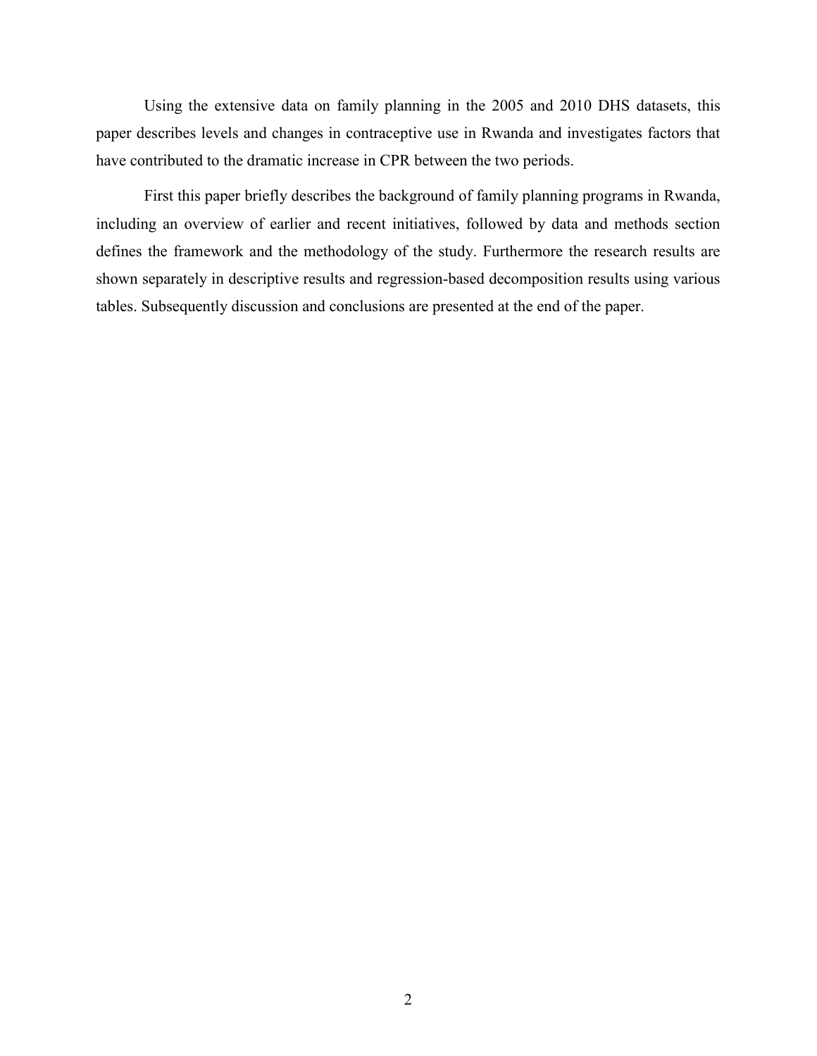Using the extensive data on family planning in the 2005 and 2010 DHS datasets, this paper describes levels and changes in contraceptive use in Rwanda and investigates factors that have contributed to the dramatic increase in CPR between the two periods.

First this paper briefly describes the background of family planning programs in Rwanda, including an overview of earlier and recent initiatives, followed by data and methods section defines the framework and the methodology of the study. Furthermore the research results are shown separately in descriptive results and regression-based decomposition results using various tables. Subsequently discussion and conclusions are presented at the end of the paper.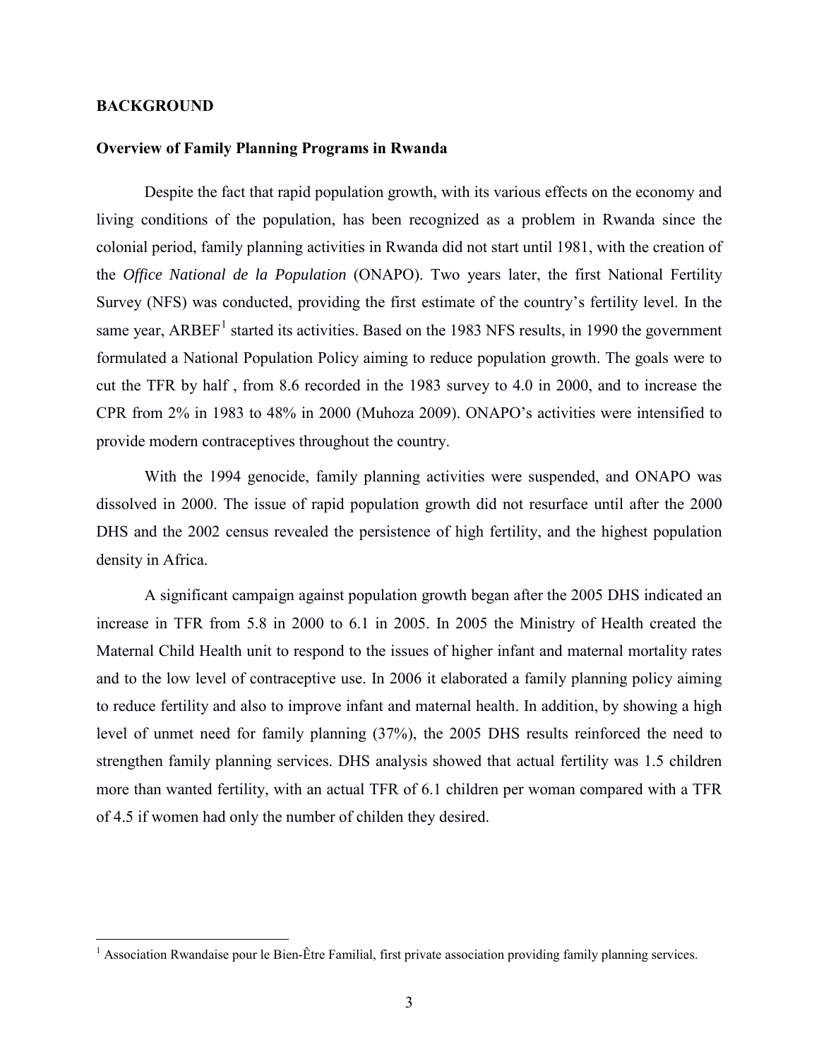## BACKGROUND

### Overview of Family Planning Programs in Rwanda

Despite the fact that rapid population growth, with its various effects on the economy and living conditions of the population, has been recognized as a problem in Rwanda since the colonial period, family planning activities in Rwanda did not start until 1981, with the creation of the *Office National de la Population* (ONAPO). Two years later, the first National Fertility Survey (NFS) was conducted, providing the first estimate of the country's fertility level. In the same year, ARBEF[1] started its activities. Based on the 1983 NFS results, in 1990 the government formulated a National Population Policy aiming to reduce population growth. The goals were to cut the TFR by half , from 8.6 recorded in the 1983 survey to 4.0 in 2000, and to increase the CPR from 2% in 1983 to 48% in 2000 (Muhoza 2009). ONAPO's activities were intensified to provide modern contraceptives throughout the country.

With the 1994 genocide, family planning activities were suspended, and ONAPO was dissolved in 2000. The issue of rapid population growth did not resurface until after the 2000 DHS and the 2002 census revealed the persistence of high fertility, and the highest population density in Africa.

A significant campaign against population growth began after the 2005 DHS indicated an increase in TFR from 5.8 in 2000 to 6.1 in 2005. In 2005 the Ministry of Health created the Maternal Child Health unit to respond to the issues of higher infant and maternal mortality rates and to the low level of contraceptive use. In 2006 it elaborated a family planning policy aiming to reduce fertility and also to improve infant and maternal health. In addition, by showing a high level of unmet need for family planning (37%), the 2005 DHS results reinforced the need to strengthen family planning services. DHS analysis showed that actual fertility was 1.5 children more than wanted fertility, with an actual TFR of 6.1 children per woman compared with a TFR of 4.5 if women had only the number of childen they desired.

[1] Association Rwandaise pour le Bien-Être Familial, first private association providing family planning services.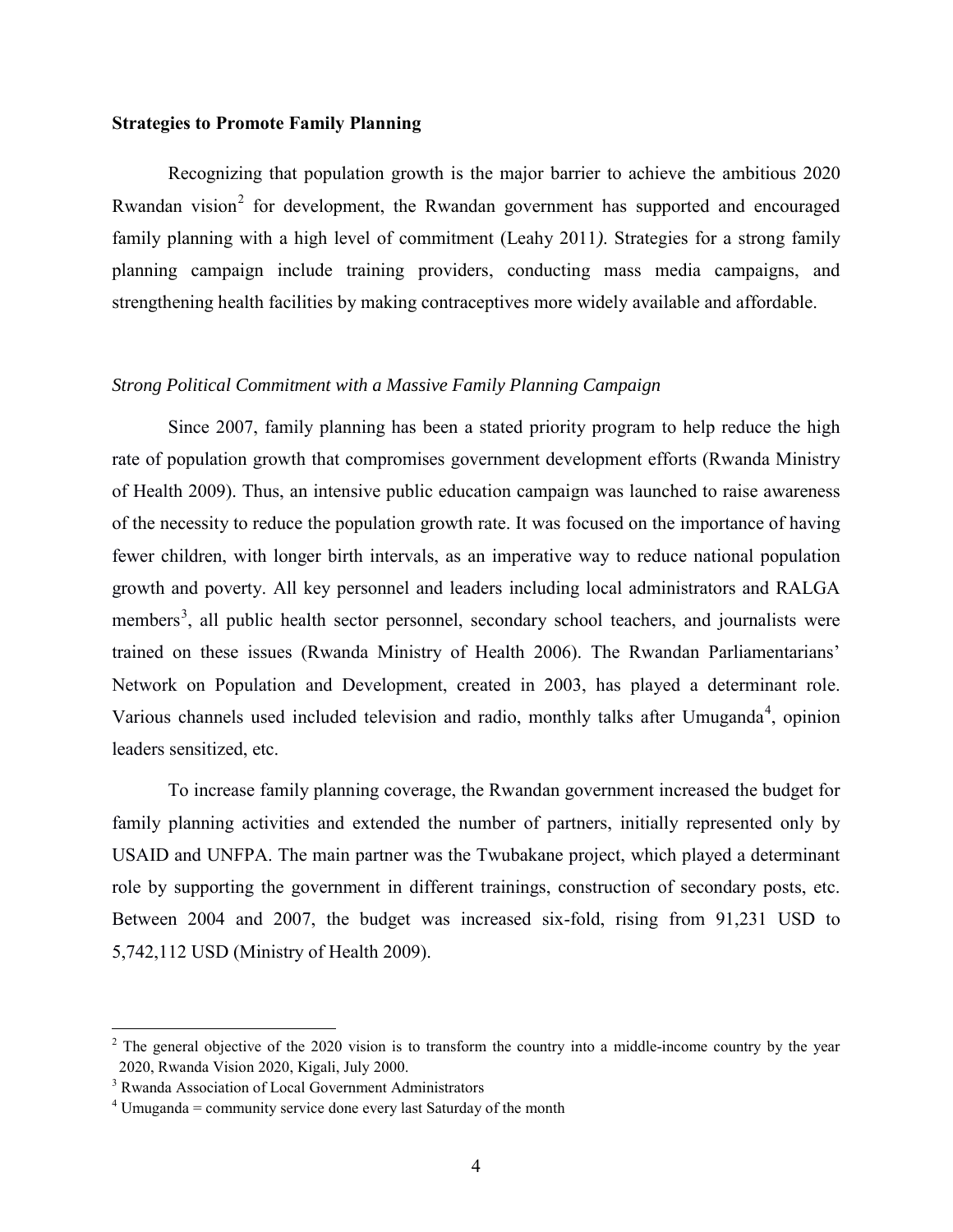**Strategies to Promote Family Planning**

Recognizing that population growth is the major barrier to achieve the ambitious 2020 Rwandan vision[2] for development, the Rwandan government has supported and encouraged family planning with a high level of commitment (Leahy 2011*)*. Strategies for a strong family planning campaign include training providers, conducting mass media campaigns, and strengthening health facilities by making contraceptives more widely available and affordable.

*Strong Political Commitment with a Massive Family Planning Campaign*

Since 2007, family planning has been a stated priority program to help reduce the high rate of population growth that compromises government development efforts (Rwanda Ministry of Health 2009). Thus, an intensive public education campaign was launched to raise awareness of the necessity to reduce the population growth rate. It was focused on the importance of having fewer children, with longer birth intervals, as an imperative way to reduce national population growth and poverty. All key personnel and leaders including local administrators and RALGA members[3], all public health sector personnel, secondary school teachers, and journalists were trained on these issues (Rwanda Ministry of Health 2006). The Rwandan Parliamentarians' Network on Population and Development, created in 2003, has played a determinant role. Various channels used included television and radio, monthly talks after Umuganda[4], opinion leaders sensitized, etc.

To increase family planning coverage, the Rwandan government increased the budget for family planning activities and extended the number of partners, initially represented only by USAID and UNFPA. The main partner was the Twubakane project, which played a determinant role by supporting the government in different trainings, construction of secondary posts, etc. Between 2004 and 2007, the budget was increased six-fold, rising from 91,231 USD to 5,742,112 USD (Ministry of Health 2009).

[2] The general objective of the 2020 vision is to transform the country into a middle-income country by the year 2020, Rwanda Vision 2020, Kigali, July 2000.

[3] Rwanda Association of Local Government Administrators

[4] Umuganda = community service done every last Saturday of the month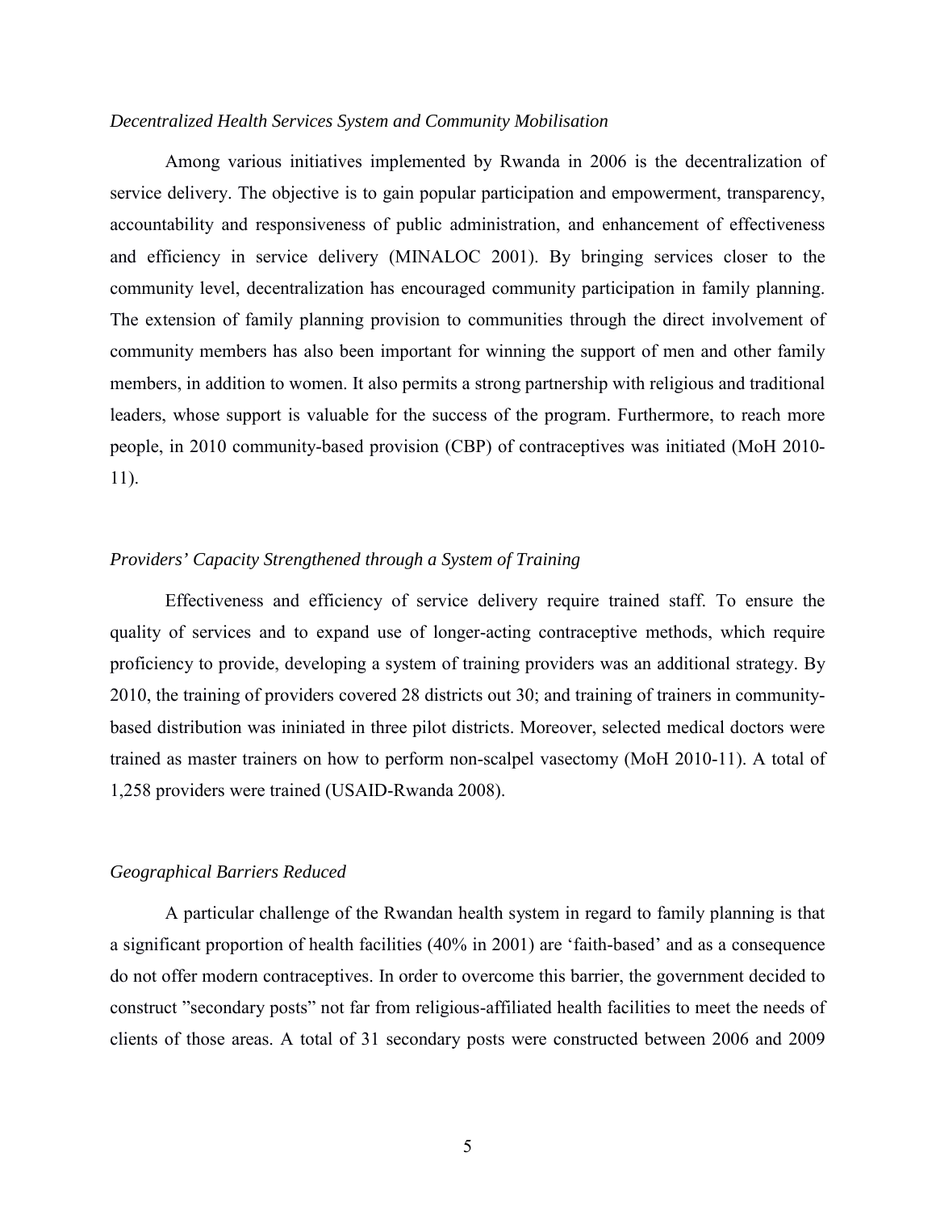*Decentralized Health Services System and Community Mobilisation*

Among various initiatives implemented by Rwanda in 2006 is the decentralization of service delivery. The objective is to gain popular participation and empowerment, transparency, accountability and responsiveness of public administration, and enhancement of effectiveness and efficiency in service delivery (MINALOC 2001). By bringing services closer to the community level, decentralization has encouraged community participation in family planning. The extension of family planning provision to communities through the direct involvement of community members has also been important for winning the support of men and other family members, in addition to women. It also permits a strong partnership with religious and traditional leaders, whose support is valuable for the success of the program. Furthermore, to reach more people, in 2010 community-based provision (CBP) of contraceptives was initiated (MoH 2010-11).

*Providers' Capacity Strengthened through a System of Training*

Effectiveness and efficiency of service delivery require trained staff. To ensure the quality of services and to expand use of longer-acting contraceptive methods, which require proficiency to provide, developing a system of training providers was an additional strategy. By 2010, the training of providers covered 28 districts out 30; and training of trainers in community-based distribution was ininiated in three pilot districts. Moreover, selected medical doctors were trained as master trainers on how to perform non-scalpel vasectomy (MoH 2010-11). A total of 1,258 providers were trained (USAID-Rwanda 2008).

*Geographical Barriers Reduced*

A particular challenge of the Rwandan health system in regard to family planning is that a significant proportion of health facilities (40% in 2001) are 'faith-based' and as a consequence do not offer modern contraceptives. In order to overcome this barrier, the government decided to construct "secondary posts" not far from religious-affiliated health facilities to meet the needs of clients of those areas. A total of 31 secondary posts were constructed between 2006 and 2009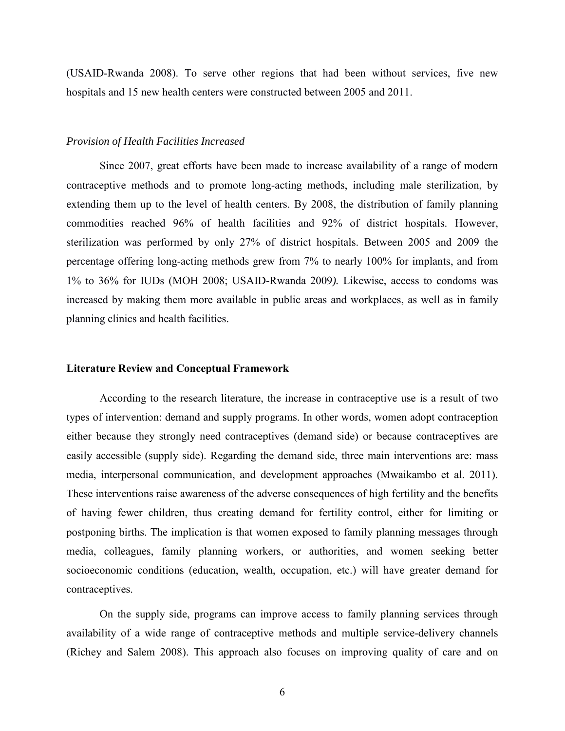(USAID-Rwanda 2008). To serve other regions that had been without services, five new hospitals and 15 new health centers were constructed between 2005 and 2011.

*Provision of Health Facilities Increased*

Since 2007, great efforts have been made to increase availability of a range of modern contraceptive methods and to promote long-acting methods, including male sterilization, by extending them up to the level of health centers. By 2008, the distribution of family planning commodities reached 96% of health facilities and 92% of district hospitals. However, sterilization was performed by only 27% of district hospitals. Between 2005 and 2009 the percentage offering long-acting methods grew from 7% to nearly 100% for implants, and from 1% to 36% for IUDs (MOH 2008; USAID-Rwanda 2009). Likewise, access to condoms was increased by making them more available in public areas and workplaces, as well as in family planning clinics and health facilities.

## Literature Review and Conceptual Framework

According to the research literature, the increase in contraceptive use is a result of two types of intervention: demand and supply programs. In other words, women adopt contraception either because they strongly need contraceptives (demand side) or because contraceptives are easily accessible (supply side). Regarding the demand side, three main interventions are: mass media, interpersonal communication, and development approaches (Mwaikambo et al. 2011). These interventions raise awareness of the adverse consequences of high fertility and the benefits of having fewer children, thus creating demand for fertility control, either for limiting or postponing births. The implication is that women exposed to family planning messages through media, colleagues, family planning workers, or authorities, and women seeking better socioeconomic conditions (education, wealth, occupation, etc.) will have greater demand for contraceptives.

On the supply side, programs can improve access to family planning services through availability of a wide range of contraceptive methods and multiple service-delivery channels (Richey and Salem 2008). This approach also focuses on improving quality of care and on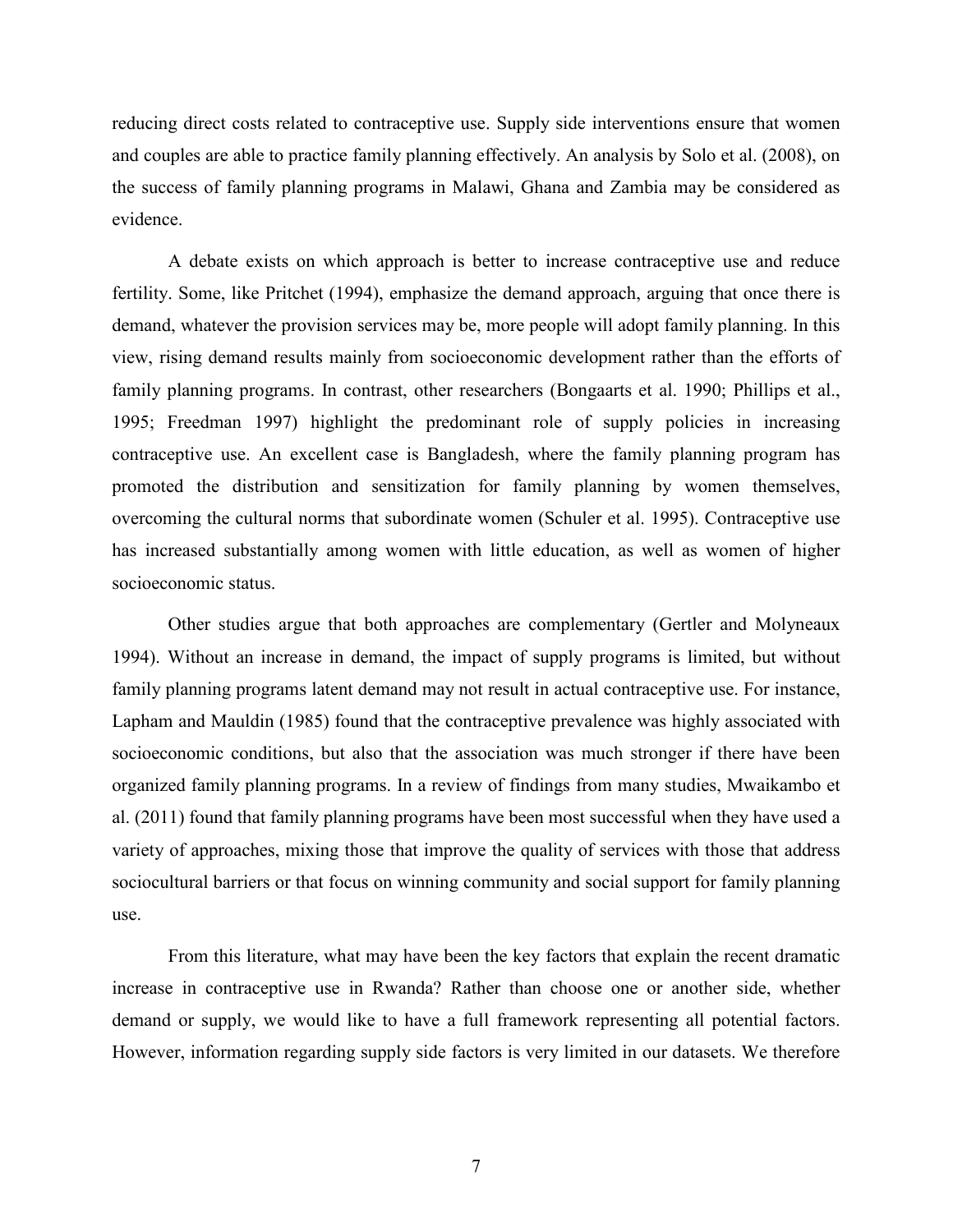reducing direct costs related to contraceptive use. Supply side interventions ensure that women and couples are able to practice family planning effectively. An analysis by Solo et al. (2008), on the success of family planning programs in Malawi, Ghana and Zambia may be considered as evidence.

A debate exists on which approach is better to increase contraceptive use and reduce fertility. Some, like Pritchet (1994), emphasize the demand approach, arguing that once there is demand, whatever the provision services may be, more people will adopt family planning. In this view, rising demand results mainly from socioeconomic development rather than the efforts of family planning programs. In contrast, other researchers (Bongaarts et al. 1990; Phillips et al., 1995; Freedman 1997) highlight the predominant role of supply policies in increasing contraceptive use. An excellent case is Bangladesh, where the family planning program has promoted the distribution and sensitization for family planning by women themselves, overcoming the cultural norms that subordinate women (Schuler et al. 1995). Contraceptive use has increased substantially among women with little education, as well as women of higher socioeconomic status.

Other studies argue that both approaches are complementary (Gertler and Molyneaux 1994). Without an increase in demand, the impact of supply programs is limited, but without family planning programs latent demand may not result in actual contraceptive use. For instance, Lapham and Mauldin (1985) found that the contraceptive prevalence was highly associated with socioeconomic conditions, but also that the association was much stronger if there have been organized family planning programs. In a review of findings from many studies, Mwaikambo et al. (2011) found that family planning programs have been most successful when they have used a variety of approaches, mixing those that improve the quality of services with those that address sociocultural barriers or that focus on winning community and social support for family planning use.

From this literature, what may have been the key factors that explain the recent dramatic increase in contraceptive use in Rwanda? Rather than choose one or another side, whether demand or supply, we would like to have a full framework representing all potential factors. However, information regarding supply side factors is very limited in our datasets. We therefore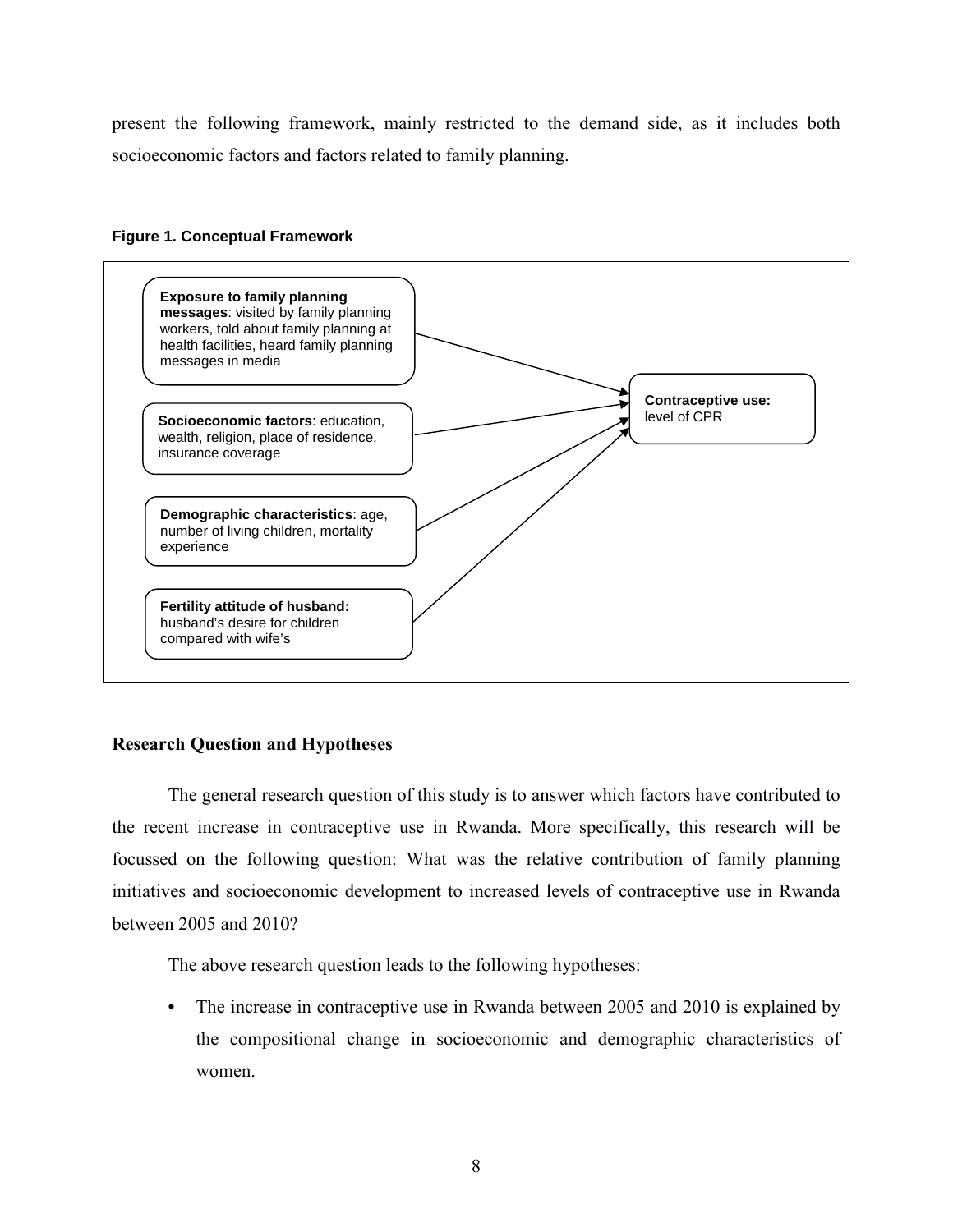present the following framework, mainly restricted to the demand side, as it includes both socioeconomic factors and factors related to family planning.

**Figure 1. Conceptual Framework**

**Exposure to family planning messages**: visited by family planning workers, told about family planning at health facilities, heard family planning messages in media

**Socioeconomic factors**: education, wealth, religion, place of residence, insurance coverage

**Demographic characteristics**: age, number of living children, mortality experience

**Fertility attitude of husband:** husband's desire for children compared with wife's

**Contraceptive use:** level of CPR

### Research Question and Hypotheses

The general research question of this study is to answer which factors have contributed to the recent increase in contraceptive use in Rwanda. More specifically, this research will be focussed on the following question: What was the relative contribution of family planning initiatives and socioeconomic development to increased levels of contraceptive use in Rwanda between 2005 and 2010?

The above research question leads to the following hypotheses:

- The increase in contraceptive use in Rwanda between 2005 and 2010 is explained by the compositional change in socioeconomic and demographic characteristics of women.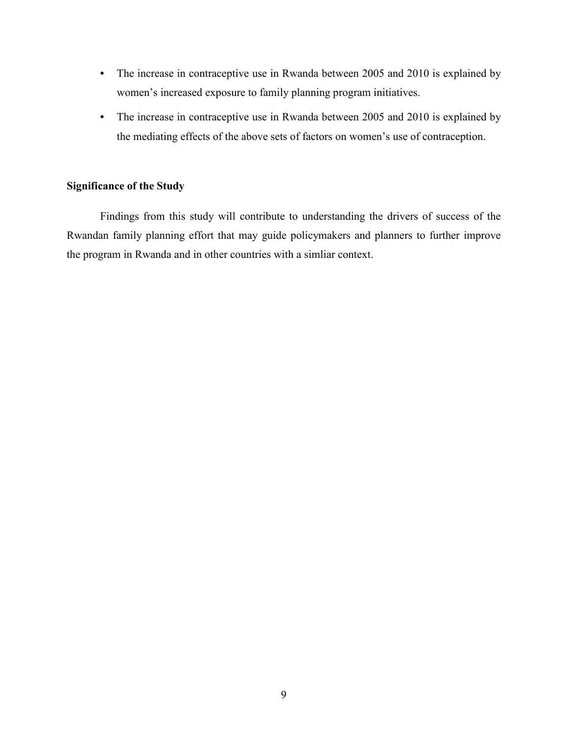- The increase in contraceptive use in Rwanda between 2005 and 2010 is explained by women's increased exposure to family planning program initiatives.
- The increase in contraceptive use in Rwanda between 2005 and 2010 is explained by the mediating effects of the above sets of factors on women's use of contraception.

## Significance of the Study

Findings from this study will contribute to understanding the drivers of success of the Rwandan family planning effort that may guide policymakers and planners to further improve the program in Rwanda and in other countries with a simliar context.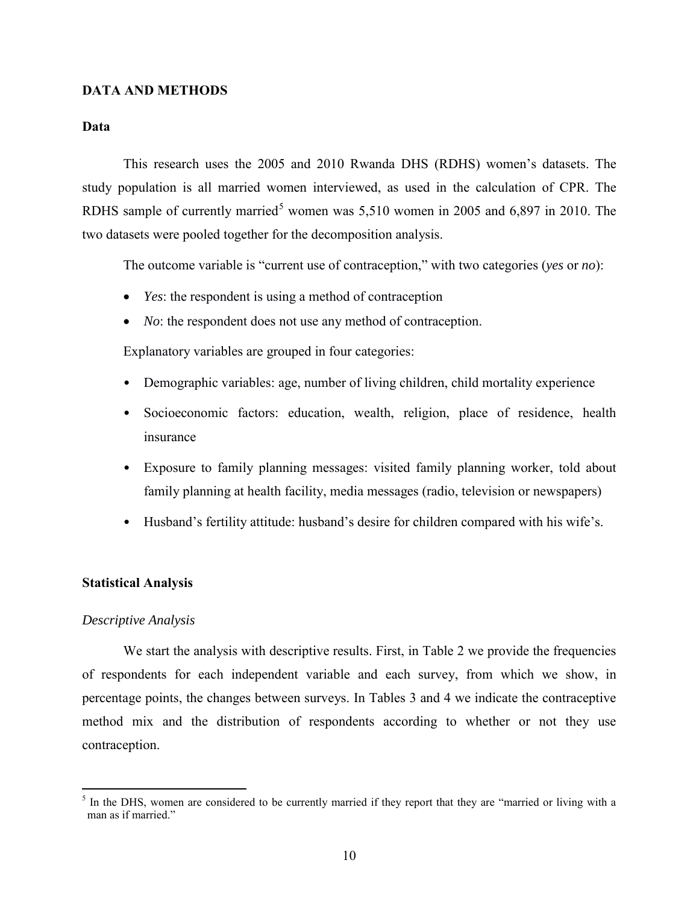## DATA AND METHODS

### Data

This research uses the 2005 and 2010 Rwanda DHS (RDHS) women's datasets. The study population is all married women interviewed, as used in the calculation of CPR. The RDHS sample of currently married[5] women was 5,510 women in 2005 and 6,897 in 2010. The two datasets were pooled together for the decomposition analysis.

The outcome variable is "current use of contraception," with two categories (*yes* or *no*):

- *Yes*: the respondent is using a method of contraception
- *No*: the respondent does not use any method of contraception.

Explanatory variables are grouped in four categories:

- Demographic variables: age, number of living children, child mortality experience
- Socioeconomic factors: education, wealth, religion, place of residence, health insurance
- Exposure to family planning messages: visited family planning worker, told about family planning at health facility, media messages (radio, television or newspapers)
- Husband's fertility attitude: husband's desire for children compared with his wife's.

### Statistical Analysis

*Descriptive Analysis*

We start the analysis with descriptive results. First, in Table 2 we provide the frequencies of respondents for each independent variable and each survey, from which we show, in percentage points, the changes between surveys. In Tables 3 and 4 we indicate the contraceptive method mix and the distribution of respondents according to whether or not they use contraception.

[5] In the DHS, women are considered to be currently married if they report that they are "married or living with a man as if married."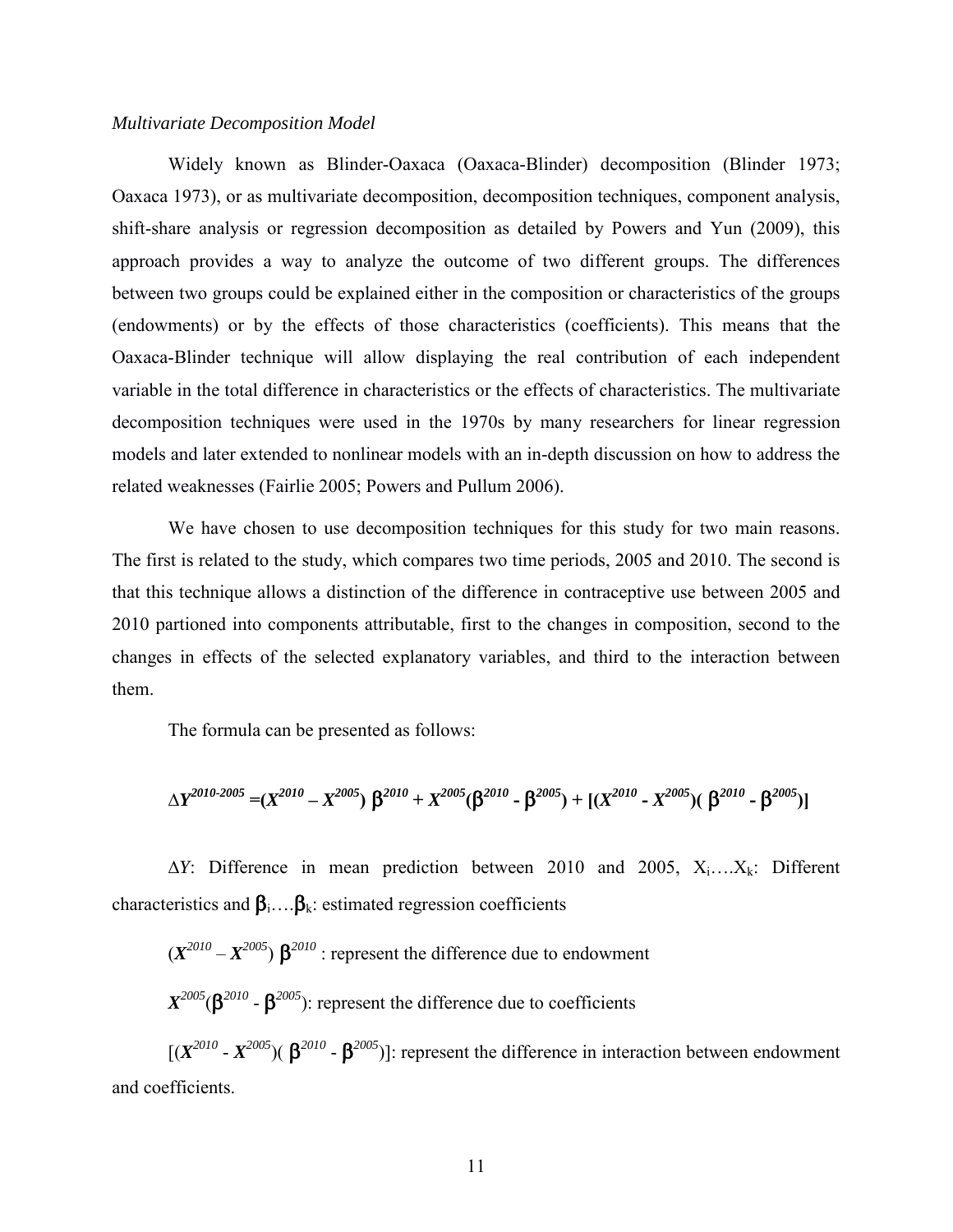*Multivariate Decomposition Model*

Widely known as Blinder-Oaxaca (Oaxaca-Blinder) decomposition (Blinder 1973; Oaxaca 1973), or as multivariate decomposition, decomposition techniques, component analysis, shift-share analysis or regression decomposition as detailed by Powers and Yun (2009), this approach provides a way to analyze the outcome of two different groups. The differences between two groups could be explained either in the composition or characteristics of the groups (endowments) or by the effects of those characteristics (coefficients). This means that the Oaxaca-Blinder technique will allow displaying the real contribution of each independent variable in the total difference in characteristics or the effects of characteristics. The multivariate decomposition techniques were used in the 1970s by many researchers for linear regression models and later extended to nonlinear models with an in-depth discussion on how to address the related weaknesses (Fairlie 2005; Powers and Pullum 2006).

We have chosen to use decomposition techniques for this study for two main reasons. The first is related to the study, which compares two time periods, 2005 and 2010. The second is that this technique allows a distinction of the difference in contraceptive use between 2005 and 2010 partioned into components attributable, first to the changes in composition, second to the changes in effects of the selected explanatory variables, and third to the interaction between them.

The formula can be presented as follows:

$$\Delta \boldsymbol{Y}^{2010\text{-}2005} = (\boldsymbol{X}^{2010} - \boldsymbol{X}^{2005})\, \boldsymbol{\beta}^{2010} + \boldsymbol{X}^{2005}(\boldsymbol{\beta}^{2010} - \boldsymbol{\beta}^{2005}) + [(\boldsymbol{X}^{2010} - \boldsymbol{X}^{2005})(\boldsymbol{\beta}^{2010} - \boldsymbol{\beta}^{2005})]$$

$\Delta Y$: Difference in mean prediction between 2010 and 2005, $X_i \ldots . X_k$: Different characteristics and $\beta_i \ldots . \beta_k$: estimated regression coefficients

$(\boldsymbol{X}^{2010} - \boldsymbol{X}^{2005})\, \beta^{2010}$ : represent the difference due to endowment

$\boldsymbol{X}^{2005}(\beta^{2010} - \beta^{2005})$: represent the difference due to coefficients

$[(\boldsymbol{X}^{2010} - \boldsymbol{X}^{2005})(\beta^{2010} - \beta^{2005})]$: represent the difference in interaction between endowment and coefficients.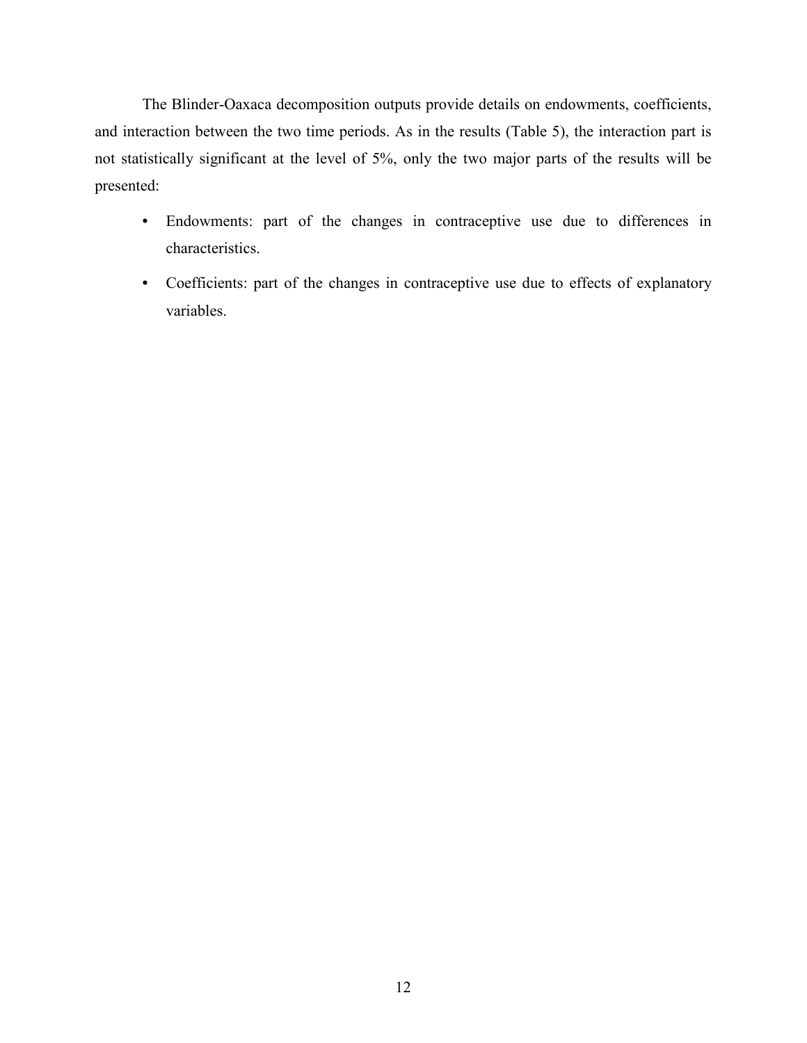The Blinder-Oaxaca decomposition outputs provide details on endowments, coefficients, and interaction between the two time periods. As in the results (Table 5), the interaction part is not statistically significant at the level of 5%, only the two major parts of the results will be presented:

- Endowments: part of the changes in contraceptive use due to differences in characteristics.
- Coefficients: part of the changes in contraceptive use due to effects of explanatory variables.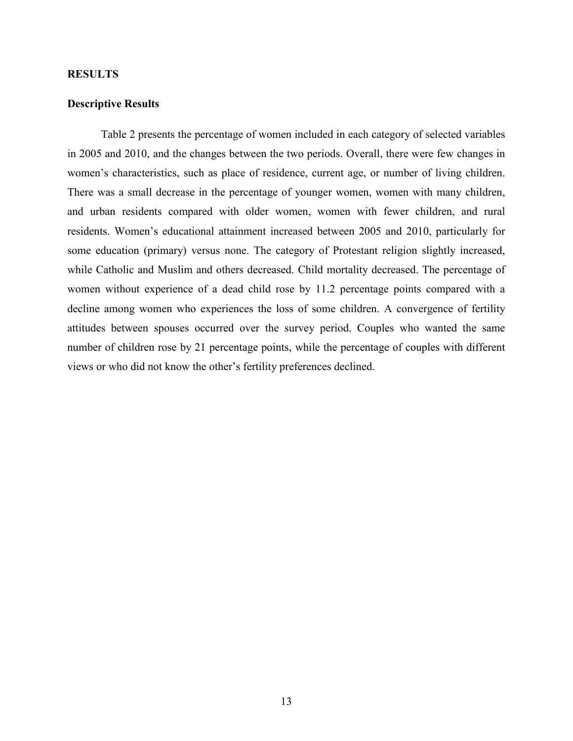## RESULTS

### Descriptive Results

Table 2 presents the percentage of women included in each category of selected variables in 2005 and 2010, and the changes between the two periods. Overall, there were few changes in women's characteristics, such as place of residence, current age, or number of living children. There was a small decrease in the percentage of younger women, women with many children, and urban residents compared with older women, women with fewer children, and rural residents. Women's educational attainment increased between 2005 and 2010, particularly for some education (primary) versus none. The category of Protestant religion slightly increased, while Catholic and Muslim and others decreased. Child mortality decreased. The percentage of women without experience of a dead child rose by 11.2 percentage points compared with a decline among women who experiences the loss of some children. A convergence of fertility attitudes between spouses occurred over the survey period. Couples who wanted the same number of children rose by 21 percentage points, while the percentage of couples with different views or who did not know the other's fertility preferences declined.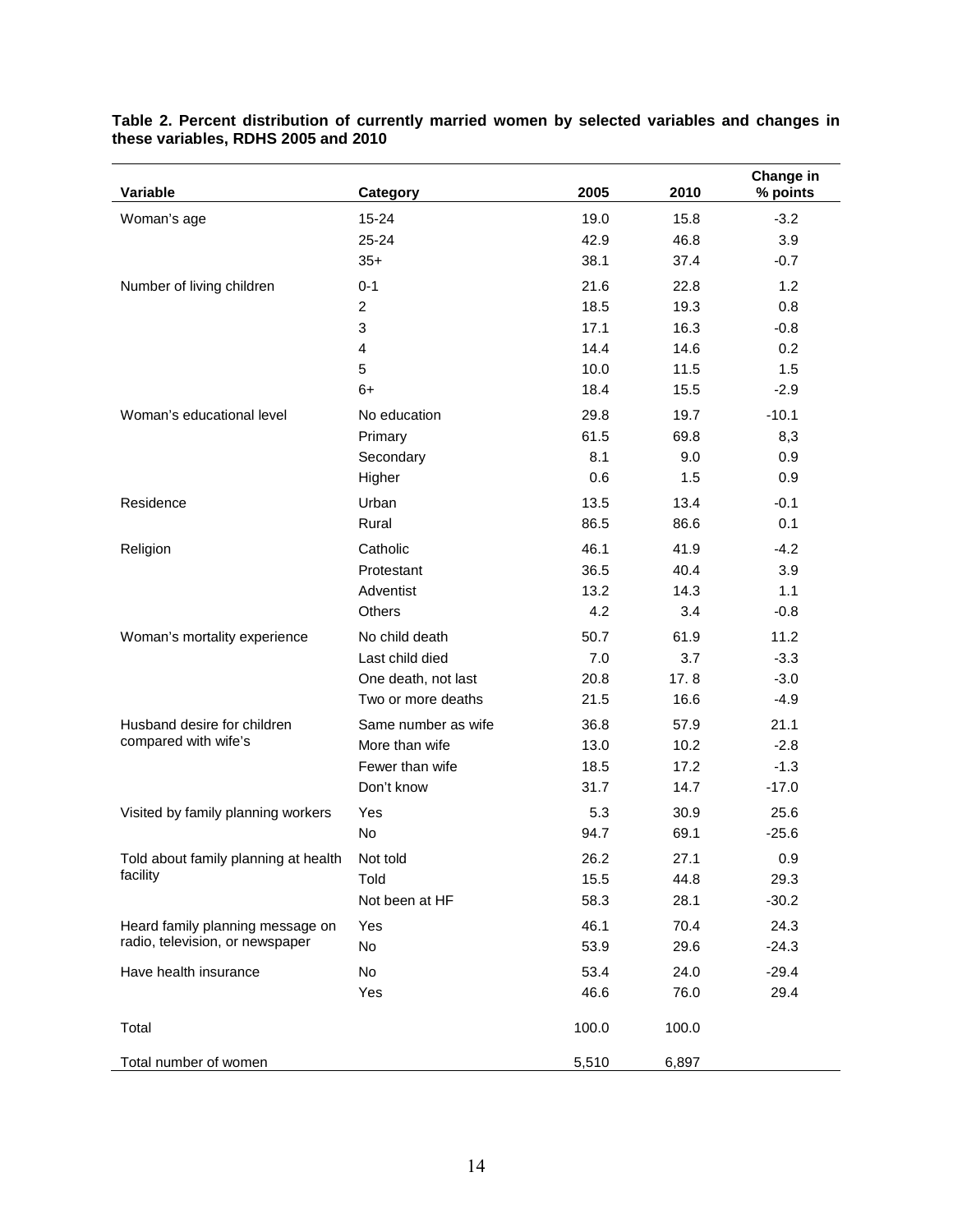**Table 2. Percent distribution of currently married women by selected variables and changes in these variables, RDHS 2005 and 2010**

| Variable | Category | 2005 | 2010 | Change in % points |
|---|---|---|---|---|
| Woman's age | 15-24 | 19.0 | 15.8 | -3.2 |
| | 25-24 | 42.9 | 46.8 | 3.9 |
| | 35+ | 38.1 | 37.4 | -0.7 |
| Number of living children | 0-1 | 21.6 | 22.8 | 1.2 |
| | 2 | 18.5 | 19.3 | 0.8 |
| | 3 | 17.1 | 16.3 | -0.8 |
| | 4 | 14.4 | 14.6 | 0.2 |
| | 5 | 10.0 | 11.5 | 1.5 |
| | 6+ | 18.4 | 15.5 | -2.9 |
| Woman's educational level | No education | 29.8 | 19.7 | -10.1 |
| | Primary | 61.5 | 69.8 | 8,3 |
| | Secondary | 8.1 | 9.0 | 0.9 |
| | Higher | 0.6 | 1.5 | 0.9 |
| Residence | Urban | 13.5 | 13.4 | -0.1 |
| | Rural | 86.5 | 86.6 | 0.1 |
| Religion | Catholic | 46.1 | 41.9 | -4.2 |
| | Protestant | 36.5 | 40.4 | 3.9 |
| | Adventist | 13.2 | 14.3 | 1.1 |
| | Others | 4.2 | 3.4 | -0.8 |
| Woman's mortality experience | No child death | 50.7 | 61.9 | 11.2 |
| | Last child died | 7.0 | 3.7 | -3.3 |
| | One death, not last | 20.8 | 17. 8 | -3.0 |
| | Two or more deaths | 21.5 | 16.6 | -4.9 |
| Husband desire for children compared with wife's | Same number as wife | 36.8 | 57.9 | 21.1 |
| | More than wife | 13.0 | 10.2 | -2.8 |
| | Fewer than wife | 18.5 | 17.2 | -1.3 |
| | Don't know | 31.7 | 14.7 | -17.0 |
| Visited by family planning workers | Yes | 5.3 | 30.9 | 25.6 |
| | No | 94.7 | 69.1 | -25.6 |
| Told about family planning at health facility | Not told | 26.2 | 27.1 | 0.9 |
| | Told | 15.5 | 44.8 | 29.3 |
| | Not been at HF | 58.3 | 28.1 | -30.2 |
| Heard family planning message on radio, television, or newspaper | Yes | 46.1 | 70.4 | 24.3 |
| | No | 53.9 | 29.6 | -24.3 |
| Have health insurance | No | 53.4 | 24.0 | -29.4 |
| | Yes | 46.6 | 76.0 | 29.4 |
| Total | | 100.0 | 100.0 | |
| Total number of women | | 5,510 | 6,897 | |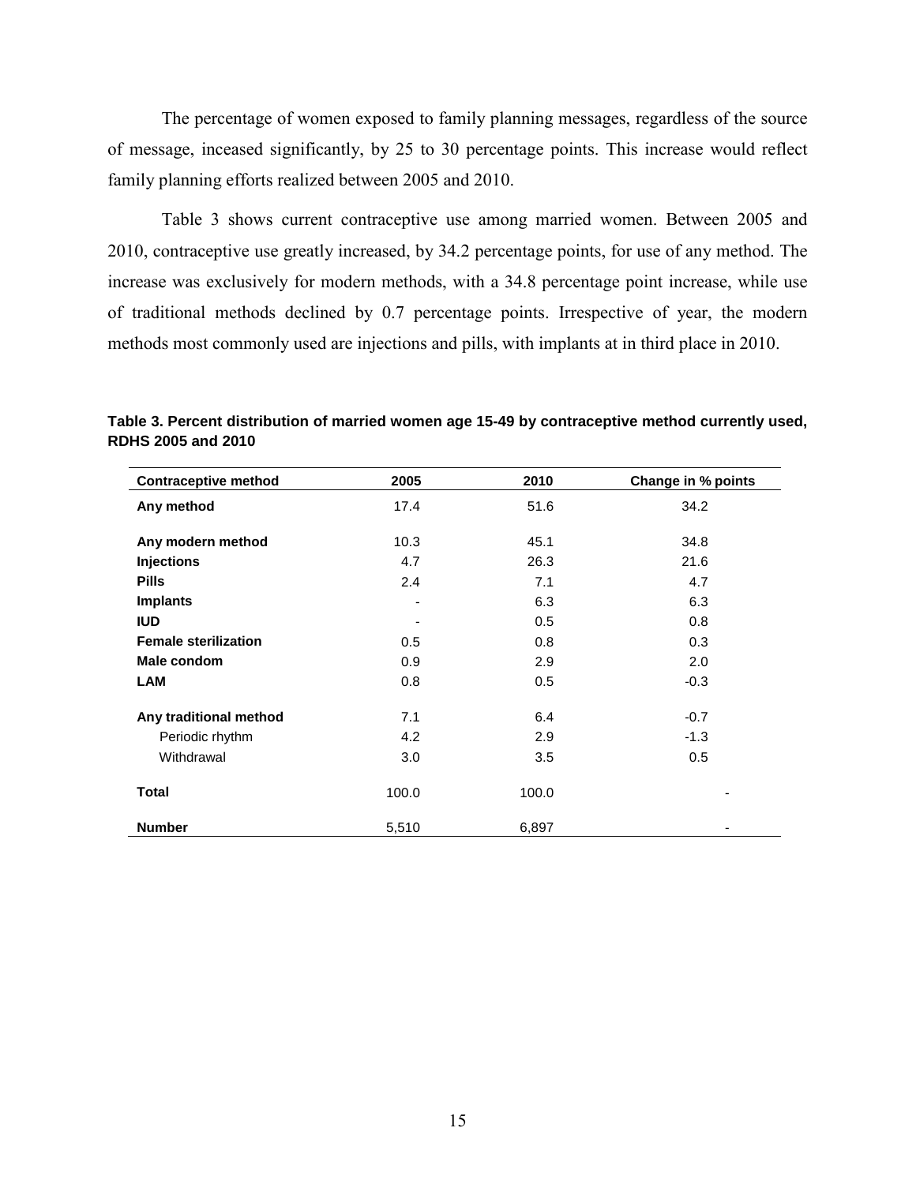The percentage of women exposed to family planning messages, regardless of the source of message, inceased significantly, by 25 to 30 percentage points. This increase would reflect family planning efforts realized between 2005 and 2010.

Table 3 shows current contraceptive use among married women. Between 2005 and 2010, contraceptive use greatly increased, by 34.2 percentage points, for use of any method. The increase was exclusively for modern methods, with a 34.8 percentage point increase, while use of traditional methods declined by 0.7 percentage points. Irrespective of year, the modern methods most commonly used are injections and pills, with implants at in third place in 2010.

**Table 3. Percent distribution of married women age 15-49 by contraceptive method currently used, RDHS 2005 and 2010**

| Contraceptive method | 2005 | 2010 | Change in % points |
|---|---|---|---|
| **Any method** | 17.4 | 51.6 | 34.2 |
| **Any modern method** | 10.3 | 45.1 | 34.8 |
| **Injections** | 4.7 | 26.3 | 21.6 |
| **Pills** | 2.4 | 7.1 | 4.7 |
| **Implants** | - | 6.3 | 6.3 |
| **IUD** | - | 0.5 | 0.8 |
| **Female sterilization** | 0.5 | 0.8 | 0.3 |
| **Male condom** | 0.9 | 2.9 | 2.0 |
| **LAM** | 0.8 | 0.5 | -0.3 |
| **Any traditional method** | 7.1 | 6.4 | -0.7 |
| Periodic rhythm | 4.2 | 2.9 | -1.3 |
| Withdrawal | 3.0 | 3.5 | 0.5 |
| **Total** | 100.0 | 100.0 | - |
| **Number** | 5,510 | 6,897 | - |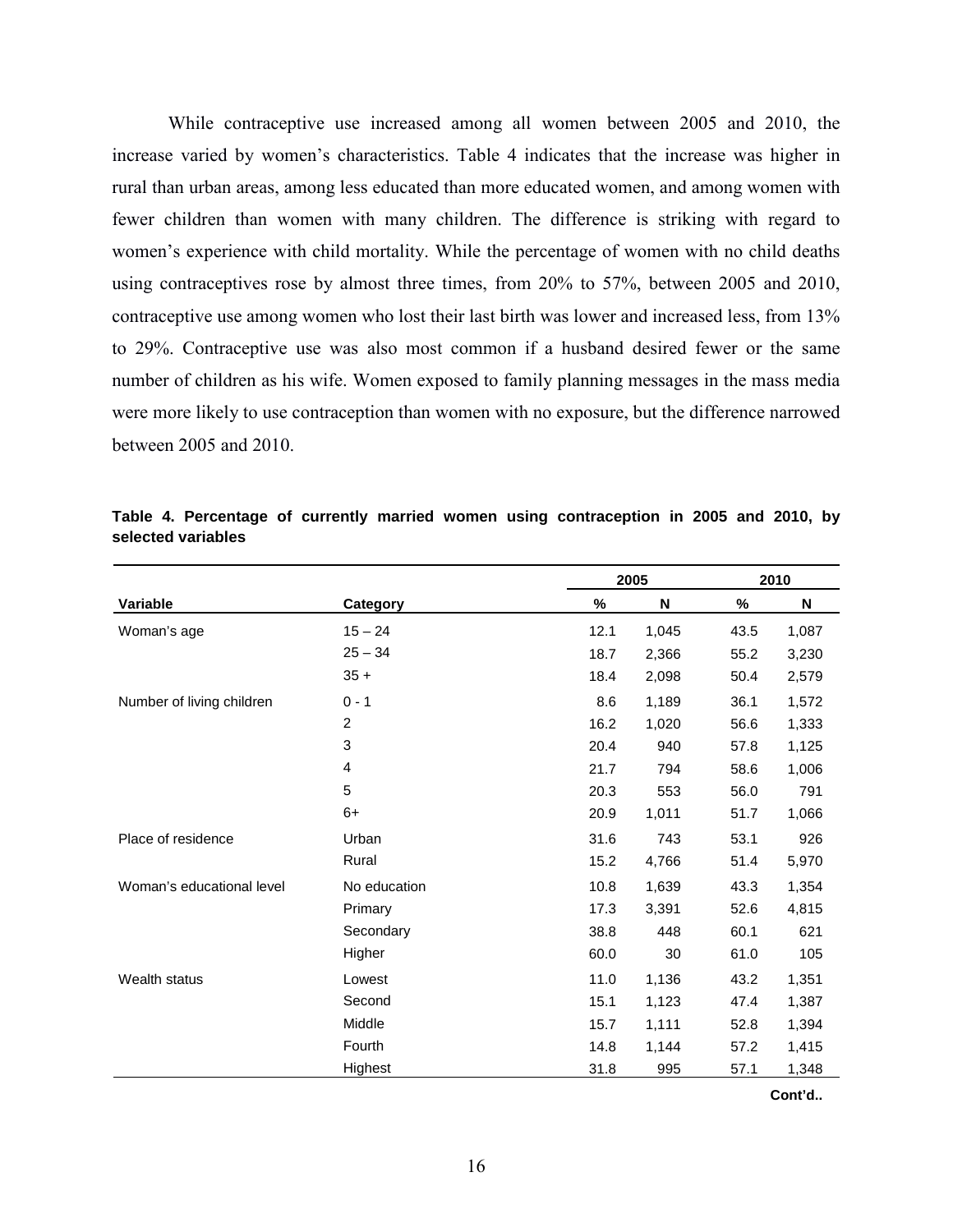While contraceptive use increased among all women between 2005 and 2010, the increase varied by women's characteristics. Table 4 indicates that the increase was higher in rural than urban areas, among less educated than more educated women, and among women with fewer children than women with many children. The difference is striking with regard to women's experience with child mortality. While the percentage of women with no child deaths using contraceptives rose by almost three times, from 20% to 57%, between 2005 and 2010, contraceptive use among women who lost their last birth was lower and increased less, from 13% to 29%. Contraceptive use was also most common if a husband desired fewer or the same number of children as his wife. Women exposed to family planning messages in the mass media were more likely to use contraception than women with no exposure, but the difference narrowed between 2005 and 2010.

**Table 4. Percentage of currently married women using contraception in 2005 and 2010, by selected variables**

| | | 2005 | | 2010 | |
|---|---|---|---|---|---|
| **Variable** | **Category** | **%** | **N** | **%** | **N** |
| Woman's age | 15 – 24 | 12.1 | 1,045 | 43.5 | 1,087 |
| | 25 – 34 | 18.7 | 2,366 | 55.2 | 3,230 |
| | 35 + | 18.4 | 2,098 | 50.4 | 2,579 |
| Number of living children | 0 - 1 | 8.6 | 1,189 | 36.1 | 1,572 |
| | 2 | 16.2 | 1,020 | 56.6 | 1,333 |
| | 3 | 20.4 | 940 | 57.8 | 1,125 |
| | 4 | 21.7 | 794 | 58.6 | 1,006 |
| | 5 | 20.3 | 553 | 56.0 | 791 |
| | 6+ | 20.9 | 1,011 | 51.7 | 1,066 |
| Place of residence | Urban | 31.6 | 743 | 53.1 | 926 |
| | Rural | 15.2 | 4,766 | 51.4 | 5,970 |
| Woman's educational level | No education | 10.8 | 1,639 | 43.3 | 1,354 |
| | Primary | 17.3 | 3,391 | 52.6 | 4,815 |
| | Secondary | 38.8 | 448 | 60.1 | 621 |
| | Higher | 60.0 | 30 | 61.0 | 105 |
| Wealth status | Lowest | 11.0 | 1,136 | 43.2 | 1,351 |
| | Second | 15.1 | 1,123 | 47.4 | 1,387 |
| | Middle | 15.7 | 1,111 | 52.8 | 1,394 |
| | Fourth | 14.8 | 1,144 | 57.2 | 1,415 |
| | Highest | 31.8 | 995 | 57.1 | 1,348 |

**Cont'd..**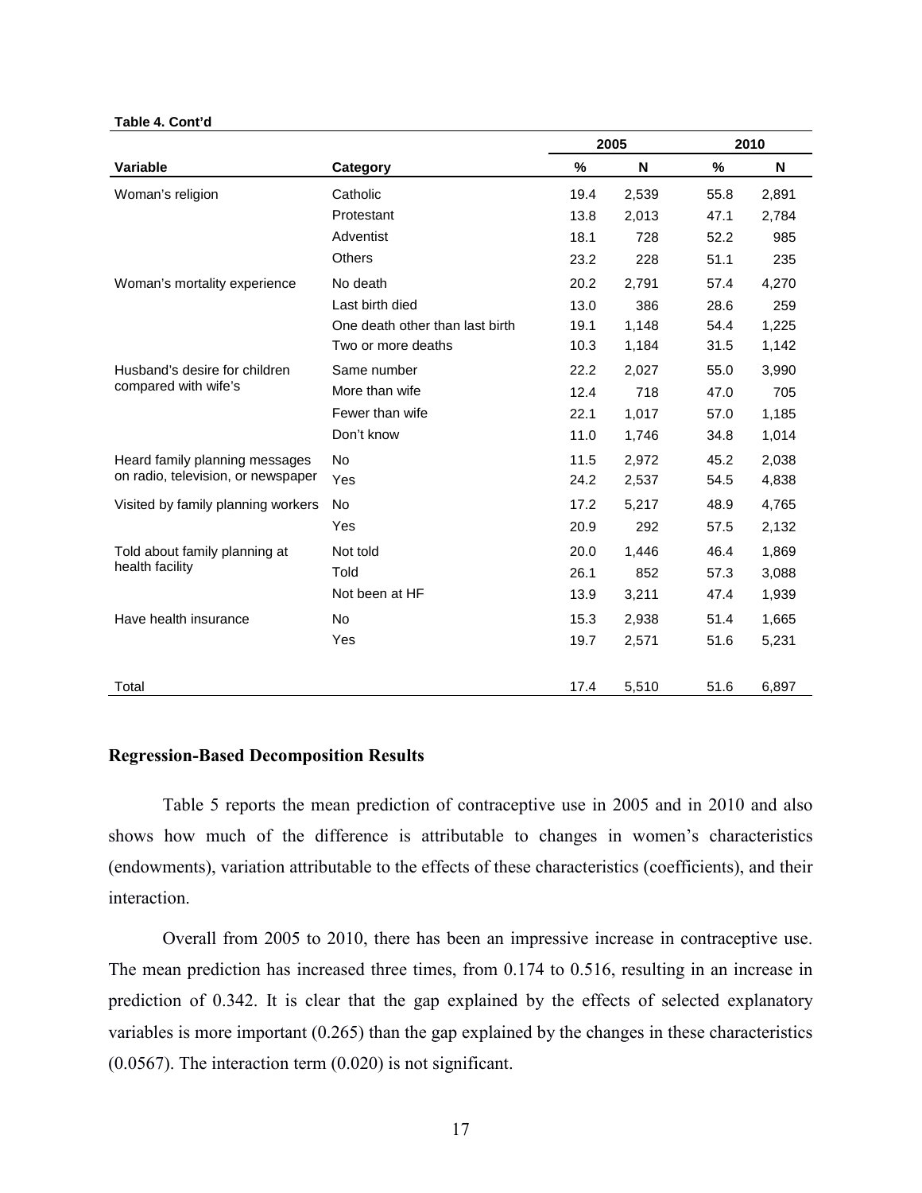**Table 4. Cont'd**

| Variable | Category | 2005 | | 2010 | |
|---|---|---|---|---|---|
| | | % | N | % | N |
| Woman's religion | Catholic | 19.4 | 2,539 | 55.8 | 2,891 |
| | Protestant | 13.8 | 2,013 | 47.1 | 2,784 |
| | Adventist | 18.1 | 728 | 52.2 | 985 |
| | Others | 23.2 | 228 | 51.1 | 235 |
| Woman's mortality experience | No death | 20.2 | 2,791 | 57.4 | 4,270 |
| | Last birth died | 13.0 | 386 | 28.6 | 259 |
| | One death other than last birth | 19.1 | 1,148 | 54.4 | 1,225 |
| | Two or more deaths | 10.3 | 1,184 | 31.5 | 1,142 |
| Husband's desire for children compared with wife's | Same number | 22.2 | 2,027 | 55.0 | 3,990 |
| | More than wife | 12.4 | 718 | 47.0 | 705 |
| | Fewer than wife | 22.1 | 1,017 | 57.0 | 1,185 |
| | Don't know | 11.0 | 1,746 | 34.8 | 1,014 |
| Heard family planning messages on radio, television, or newspaper | No | 11.5 | 2,972 | 45.2 | 2,038 |
| | Yes | 24.2 | 2,537 | 54.5 | 4,838 |
| Visited by family planning workers | No | 17.2 | 5,217 | 48.9 | 4,765 |
| | Yes | 20.9 | 292 | 57.5 | 2,132 |
| Told about family planning at health facility | Not told | 20.0 | 1,446 | 46.4 | 1,869 |
| | Told | 26.1 | 852 | 57.3 | 3,088 |
| | Not been at HF | 13.9 | 3,211 | 47.4 | 1,939 |
| Have health insurance | No | 15.3 | 2,938 | 51.4 | 1,665 |
| | Yes | 19.7 | 2,571 | 51.6 | 5,231 |
| Total | | 17.4 | 5,510 | 51.6 | 6,897 |

### Regression-Based Decomposition Results

Table 5 reports the mean prediction of contraceptive use in 2005 and in 2010 and also shows how much of the difference is attributable to changes in women's characteristics (endowments), variation attributable to the effects of these characteristics (coefficients), and their interaction.

Overall from 2005 to 2010, there has been an impressive increase in contraceptive use. The mean prediction has increased three times, from 0.174 to 0.516, resulting in an increase in prediction of 0.342. It is clear that the gap explained by the effects of selected explanatory variables is more important (0.265) than the gap explained by the changes in these characteristics (0.0567). The interaction term (0.020) is not significant.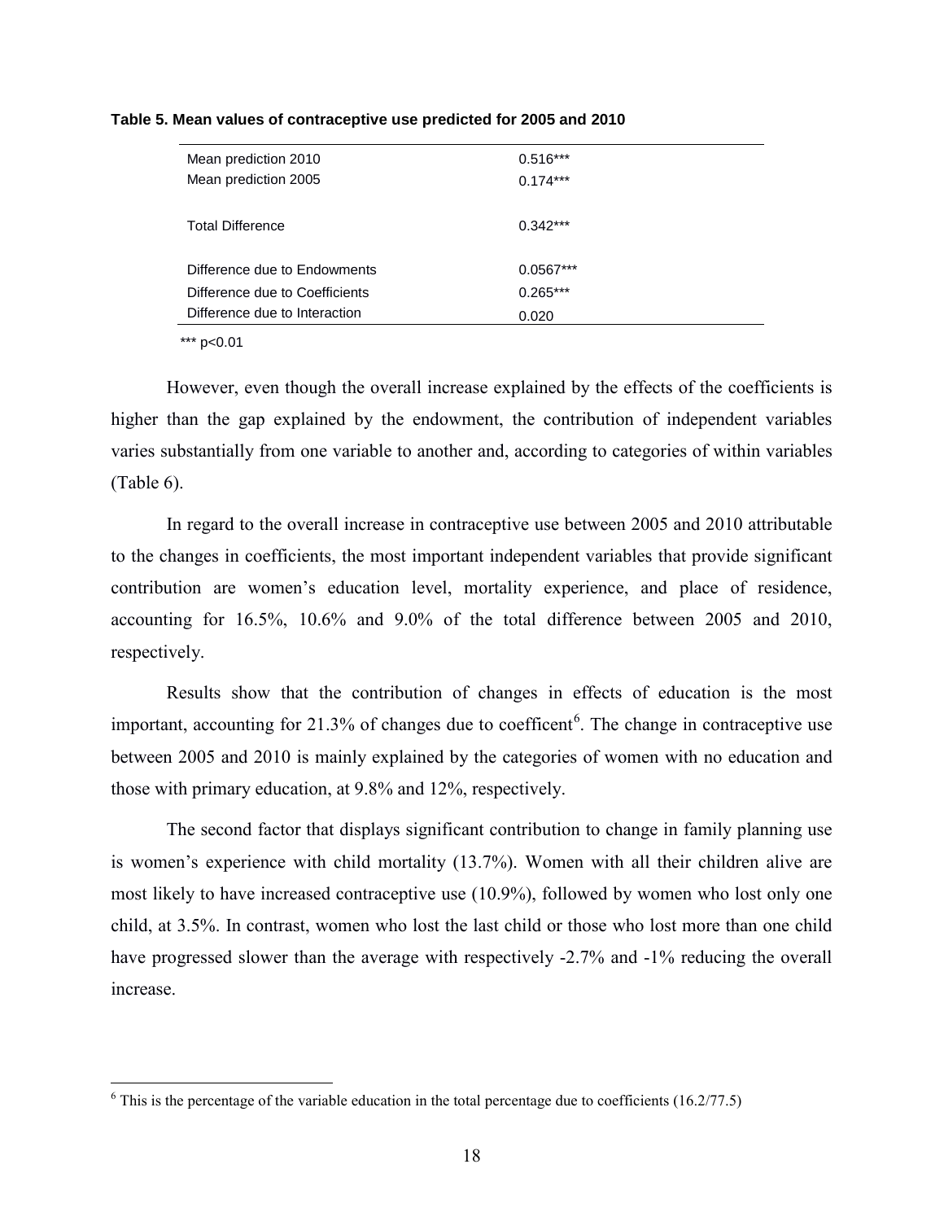**Table 5. Mean values of contraceptive use predicted for 2005 and 2010**

| | |
|---|---|
| Mean prediction 2010 | 0.516*** |
| Mean prediction 2005 | 0.174*** |
| Total Difference | 0.342*** |
| Difference due to Endowments | 0.0567*** |
| Difference due to Coefficients | 0.265*** |
| Difference due to Interaction | 0.020 |

*** $p<0.01$

However, even though the overall increase explained by the effects of the coefficients is higher than the gap explained by the endowment, the contribution of independent variables varies substantially from one variable to another and, according to categories of within variables (Table 6).

In regard to the overall increase in contraceptive use between 2005 and 2010 attributable to the changes in coefficients, the most important independent variables that provide significant contribution are women's education level, mortality experience, and place of residence, accounting for 16.5%, 10.6% and 9.0% of the total difference between 2005 and 2010, respectively.

Results show that the contribution of changes in effects of education is the most important, accounting for 21.3% of changes due to coefficent[6]. The change in contraceptive use between 2005 and 2010 is mainly explained by the categories of women with no education and those with primary education, at 9.8% and 12%, respectively.

The second factor that displays significant contribution to change in family planning use is women's experience with child mortality (13.7%). Women with all their children alive are most likely to have increased contraceptive use (10.9%), followed by women who lost only one child, at 3.5%. In contrast, women who lost the last child or those who lost more than one child have progressed slower than the average with respectively -2.7% and -1% reducing the overall increase.

---

[6] This is the percentage of the variable education in the total percentage due to coefficients (16.2/77.5)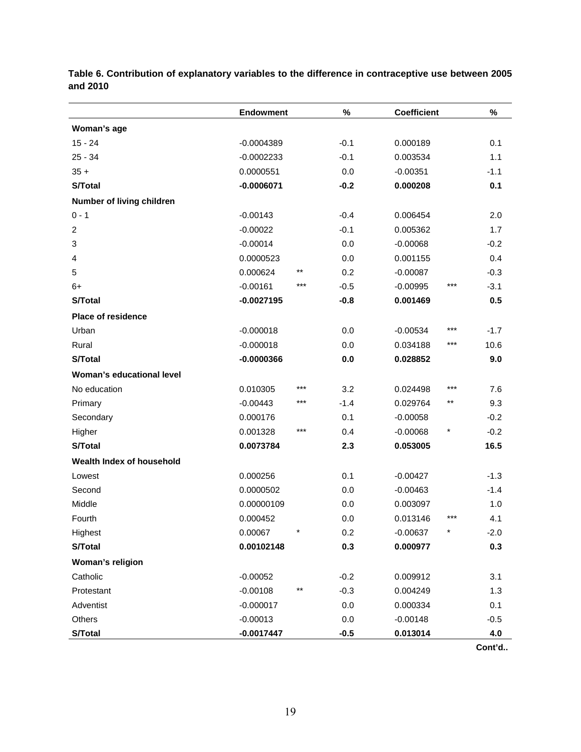**Table 6. Contribution of explanatory variables to the difference in contraceptive use between 2005 and 2010**

| | Endowment | | % | Coefficient | | % |
|---|---|---|---|---|---|---|
| **Woman's age** | | | | | | |
| 15 - 24 | -0.0004389 | | -0.1 | 0.000189 | | 0.1 |
| 25 - 34 | -0.0002233 | | -0.1 | 0.003534 | | 1.1 |
| 35 + | 0.0000551 | | 0.0 | -0.00351 | | -1.1 |
| **S/Total** | **-0.0006071** | | **-0.2** | **0.000208** | | **0.1** |
| **Number of living children** | | | | | | |
| 0 - 1 | -0.00143 | | -0.4 | 0.006454 | | 2.0 |
| 2 | -0.00022 | | -0.1 | 0.005362 | | 1.7 |
| 3 | -0.00014 | | 0.0 | -0.00068 | | -0.2 |
| 4 | 0.0000523 | | 0.0 | 0.001155 | | 0.4 |
| 5 | 0.000624 | ** | 0.2 | -0.00087 | | -0.3 |
| 6+ | -0.00161 | *** | -0.5 | -0.00995 | *** | -3.1 |
| **S/Total** | **-0.0027195** | | **-0.8** | **0.001469** | | **0.5** |
| **Place of residence** | | | | | | |
| Urban | -0.000018 | | 0.0 | -0.00534 | *** | -1.7 |
| Rural | -0.000018 | | 0.0 | 0.034188 | *** | 10.6 |
| **S/Total** | **-0.0000366** | | **0.0** | **0.028852** | | **9.0** |
| **Woman's educational level** | | | | | | |
| No education | 0.010305 | *** | 3.2 | 0.024498 | *** | 7.6 |
| Primary | -0.00443 | *** | -1.4 | 0.029764 | ** | 9.3 |
| Secondary | 0.000176 | | 0.1 | -0.00058 | | -0.2 |
| Higher | 0.001328 | *** | 0.4 | -0.00068 | * | -0.2 |
| **S/Total** | **0.0073784** | | **2.3** | **0.053005** | | **16.5** |
| **Wealth Index of household** | | | | | | |
| Lowest | 0.000256 | | 0.1 | -0.00427 | | -1.3 |
| Second | 0.0000502 | | 0.0 | -0.00463 | | -1.4 |
| Middle | 0.00000109 | | 0.0 | 0.003097 | | 1.0 |
| Fourth | 0.000452 | | 0.0 | 0.013146 | *** | 4.1 |
| Highest | 0.00067 | * | 0.2 | -0.00637 | * | -2.0 |
| **S/Total** | **0.00102148** | | **0.3** | **0.000977** | | **0.3** |
| **Woman's religion** | | | | | | |
| Catholic | -0.00052 | | -0.2 | 0.009912 | | 3.1 |
| Protestant | -0.00108 | ** | -0.3 | 0.004249 | | 1.3 |
| Adventist | -0.000017 | | 0.0 | 0.000334 | | 0.1 |
| Others | -0.00013 | | 0.0 | -0.00148 | | -0.5 |
| **S/Total** | **-0.0017447** | | **-0.5** | **0.013014** | | **4.0** |

**Cont'd..**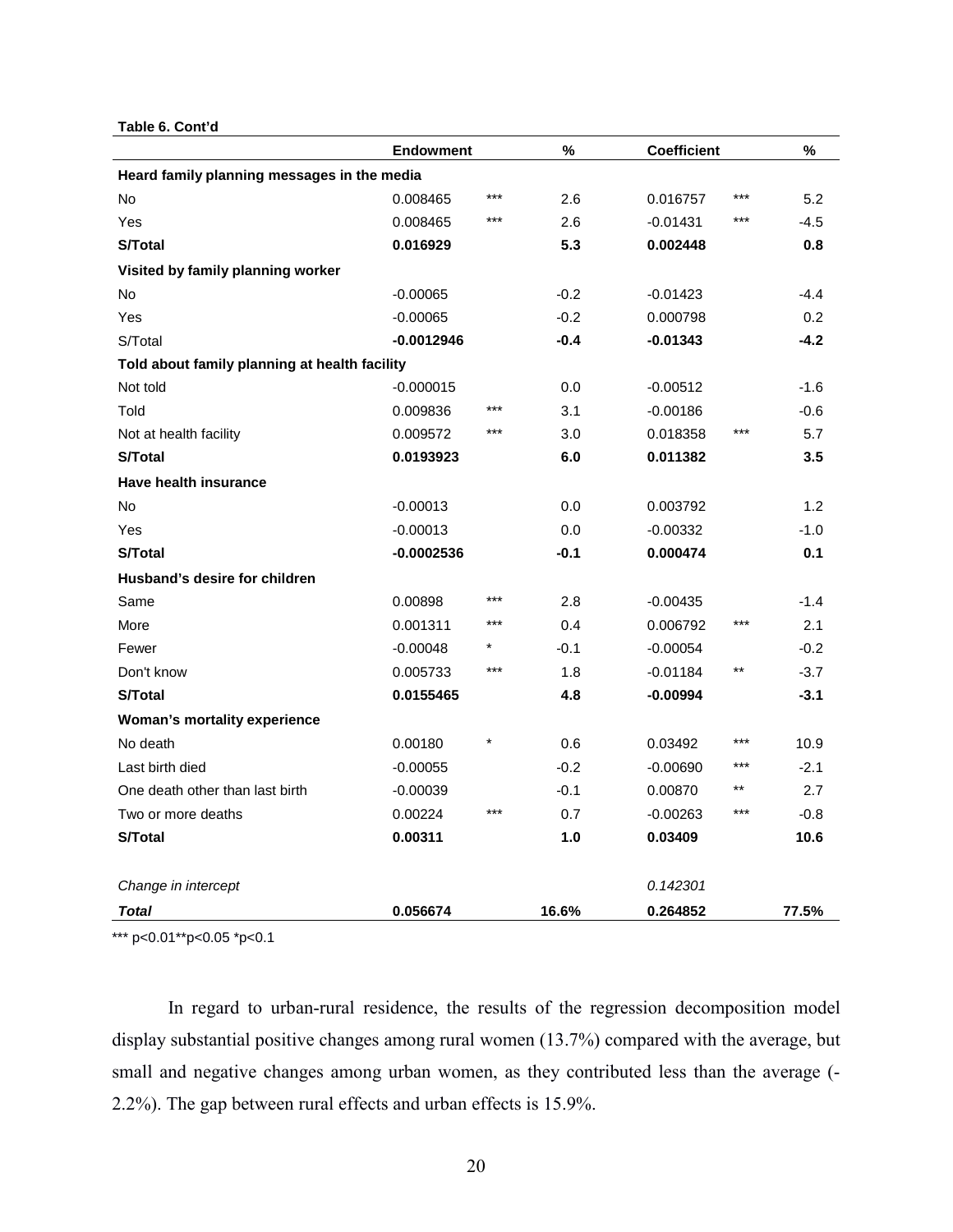**Table 6. Cont'd**

| | Endowment | | % | Coefficient | | % |
|---|---|---|---|---|---|---|
| **Heard family planning messages in the media** | | | | | | |
| No | 0.008465 | *** | 2.6 | 0.016757 | *** | 5.2 |
| Yes | 0.008465 | *** | 2.6 | -0.01431 | *** | -4.5 |
| **S/Total** | **0.016929** | | **5.3** | **0.002448** | | **0.8** |
| **Visited by family planning worker** | | | | | | |
| No | -0.00065 | | -0.2 | -0.01423 | | -4.4 |
| Yes | -0.00065 | | -0.2 | 0.000798 | | 0.2 |
| S/Total | **-0.0012946** | | **-0.4** | **-0.01343** | | **-4.2** |
| **Told about family planning at health facility** | | | | | | |
| Not told | -0.000015 | | 0.0 | -0.00512 | | -1.6 |
| Told | 0.009836 | *** | 3.1 | -0.00186 | | -0.6 |
| Not at health facility | 0.009572 | *** | 3.0 | 0.018358 | *** | 5.7 |
| **S/Total** | **0.0193923** | | **6.0** | **0.011382** | | **3.5** |
| **Have health insurance** | | | | | | |
| No | -0.00013 | | 0.0 | 0.003792 | | 1.2 |
| Yes | -0.00013 | | 0.0 | -0.00332 | | -1.0 |
| **S/Total** | **-0.0002536** | | **-0.1** | **0.000474** | | **0.1** |
| **Husband's desire for children** | | | | | | |
| Same | 0.00898 | *** | 2.8 | -0.00435 | | -1.4 |
| More | 0.001311 | *** | 0.4 | 0.006792 | *** | 2.1 |
| Fewer | -0.00048 | * | -0.1 | -0.00054 | | -0.2 |
| Don't know | 0.005733 | *** | 1.8 | -0.01184 | ** | -3.7 |
| **S/Total** | **0.0155465** | | **4.8** | **-0.00994** | | **-3.1** |
| **Woman's mortality experience** | | | | | | |
| No death | 0.00180 | * | 0.6 | 0.03492 | *** | 10.9 |
| Last birth died | -0.00055 | | -0.2 | -0.00690 | *** | -2.1 |
| One death other than last birth | -0.00039 | | -0.1 | 0.00870 | ** | 2.7 |
| Two or more deaths | 0.00224 | *** | 0.7 | -0.00263 | *** | -0.8 |
| **S/Total** | **0.00311** | | **1.0** | **0.03409** | | **10.6** |
| *Change in intercept* | | | | *0.142301* | | |
| ***Total*** | **0.056674** | | **16.6%** | **0.264852** | | **77.5%** |

*** p<0.01** p<0.05 * p<0.1

In regard to urban-rural residence, the results of the regression decomposition model display substantial positive changes among rural women (13.7%) compared with the average, but small and negative changes among urban women, as they contributed less than the average (-2.2%). The gap between rural effects and urban effects is 15.9%.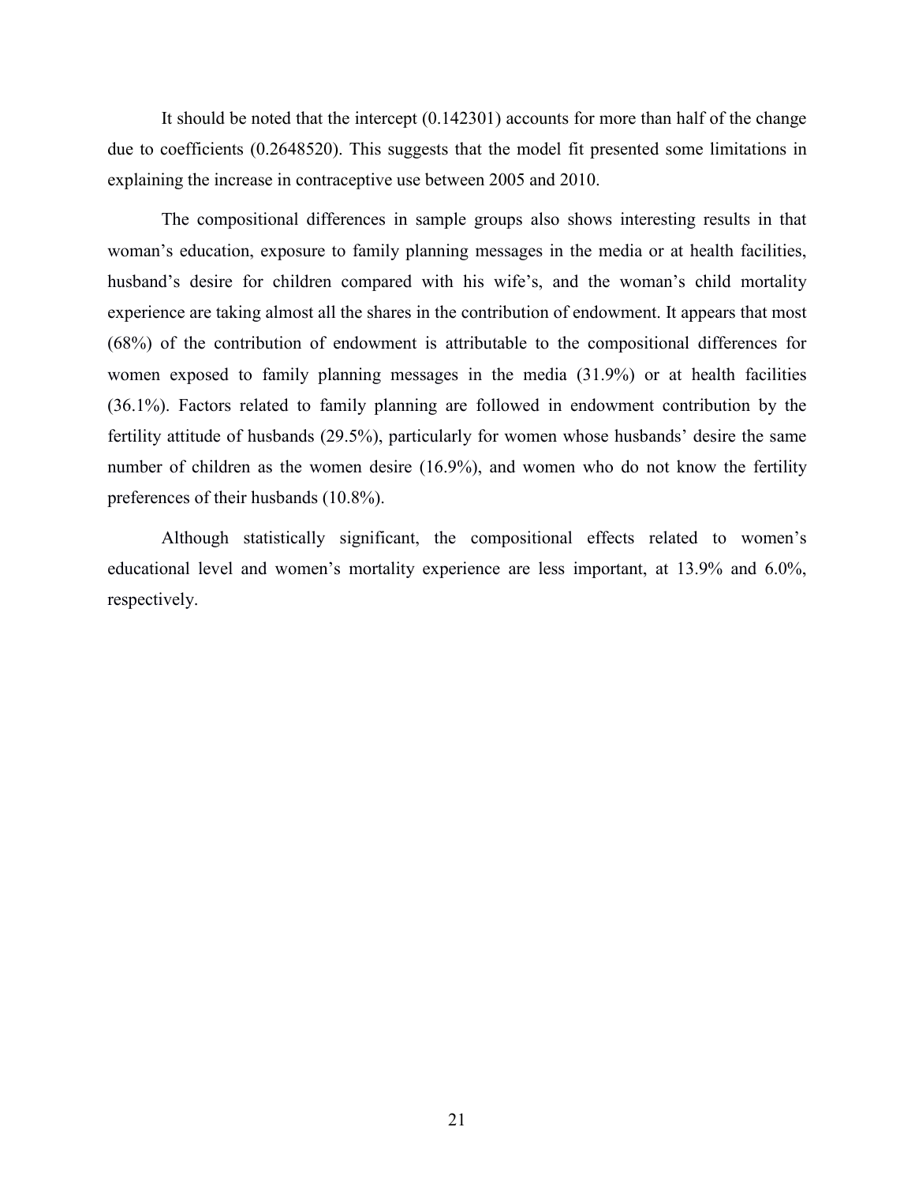It should be noted that the intercept (0.142301) accounts for more than half of the change due to coefficients (0.2648520). This suggests that the model fit presented some limitations in explaining the increase in contraceptive use between 2005 and 2010.

The compositional differences in sample groups also shows interesting results in that woman's education, exposure to family planning messages in the media or at health facilities, husband's desire for children compared with his wife's, and the woman's child mortality experience are taking almost all the shares in the contribution of endowment. It appears that most (68%) of the contribution of endowment is attributable to the compositional differences for women exposed to family planning messages in the media (31.9%) or at health facilities (36.1%). Factors related to family planning are followed in endowment contribution by the fertility attitude of husbands (29.5%), particularly for women whose husbands' desire the same number of children as the women desire (16.9%), and women who do not know the fertility preferences of their husbands (10.8%).

Although statistically significant, the compositional effects related to women's educational level and women's mortality experience are less important, at 13.9% and 6.0%, respectively.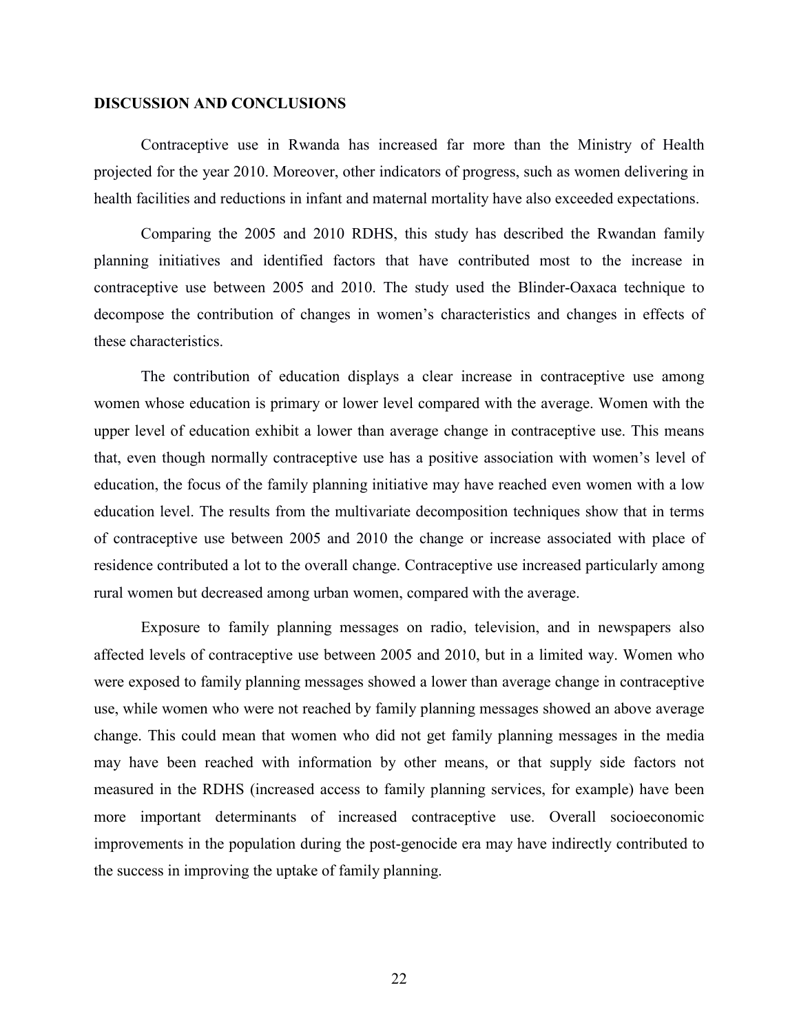## DISCUSSION AND CONCLUSIONS

Contraceptive use in Rwanda has increased far more than the Ministry of Health projected for the year 2010. Moreover, other indicators of progress, such as women delivering in health facilities and reductions in infant and maternal mortality have also exceeded expectations.

Comparing the 2005 and 2010 RDHS, this study has described the Rwandan family planning initiatives and identified factors that have contributed most to the increase in contraceptive use between 2005 and 2010. The study used the Blinder-Oaxaca technique to decompose the contribution of changes in women's characteristics and changes in effects of these characteristics.

The contribution of education displays a clear increase in contraceptive use among women whose education is primary or lower level compared with the average. Women with the upper level of education exhibit a lower than average change in contraceptive use. This means that, even though normally contraceptive use has a positive association with women's level of education, the focus of the family planning initiative may have reached even women with a low education level. The results from the multivariate decomposition techniques show that in terms of contraceptive use between 2005 and 2010 the change or increase associated with place of residence contributed a lot to the overall change. Contraceptive use increased particularly among rural women but decreased among urban women, compared with the average.

Exposure to family planning messages on radio, television, and in newspapers also affected levels of contraceptive use between 2005 and 2010, but in a limited way. Women who were exposed to family planning messages showed a lower than average change in contraceptive use, while women who were not reached by family planning messages showed an above average change. This could mean that women who did not get family planning messages in the media may have been reached with information by other means, or that supply side factors not measured in the RDHS (increased access to family planning services, for example) have been more important determinants of increased contraceptive use. Overall socioeconomic improvements in the population during the post-genocide era may have indirectly contributed to the success in improving the uptake of family planning.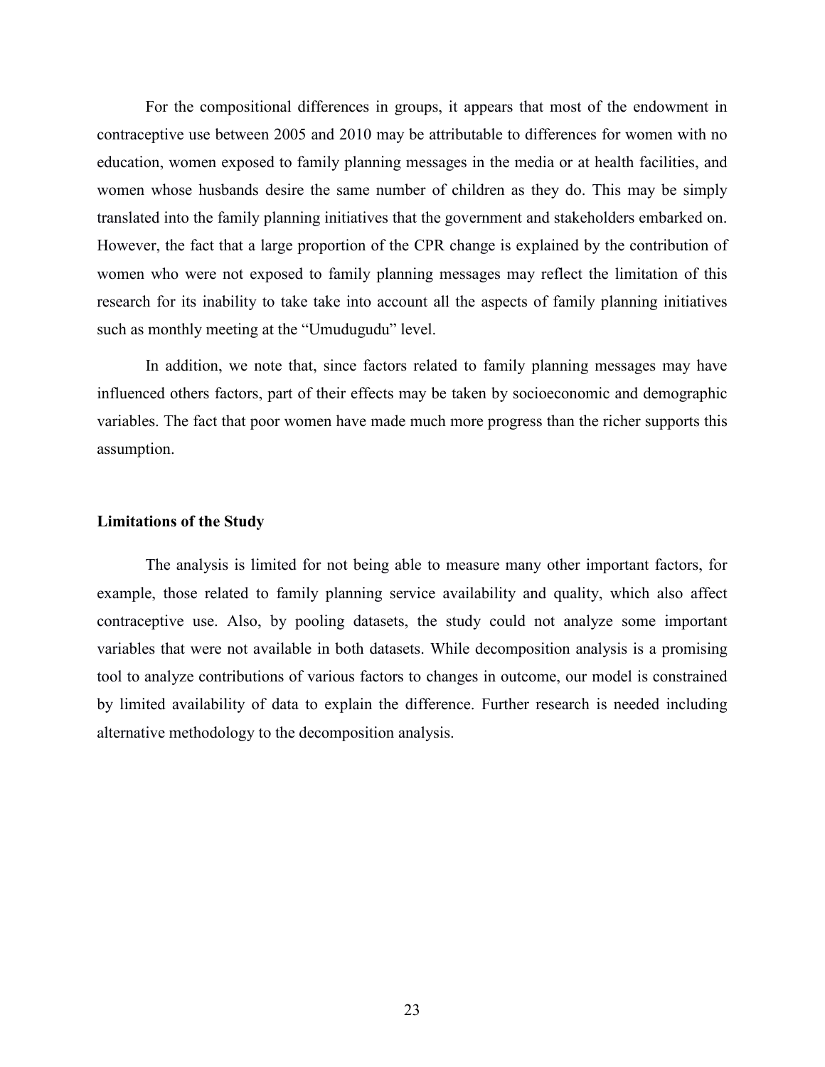For the compositional differences in groups, it appears that most of the endowment in contraceptive use between 2005 and 2010 may be attributable to differences for women with no education, women exposed to family planning messages in the media or at health facilities, and women whose husbands desire the same number of children as they do. This may be simply translated into the family planning initiatives that the government and stakeholders embarked on. However, the fact that a large proportion of the CPR change is explained by the contribution of women who were not exposed to family planning messages may reflect the limitation of this research for its inability to take take into account all the aspects of family planning initiatives such as monthly meeting at the "Umudugudu" level.

In addition, we note that, since factors related to family planning messages may have influenced others factors, part of their effects may be taken by socioeconomic and demographic variables. The fact that poor women have made much more progress than the richer supports this assumption.

**Limitations of the Study**

The analysis is limited for not being able to measure many other important factors, for example, those related to family planning service availability and quality, which also affect contraceptive use. Also, by pooling datasets, the study could not analyze some important variables that were not available in both datasets. While decomposition analysis is a promising tool to analyze contributions of various factors to changes in outcome, our model is constrained by limited availability of data to explain the difference. Further research is needed including alternative methodology to the decomposition analysis.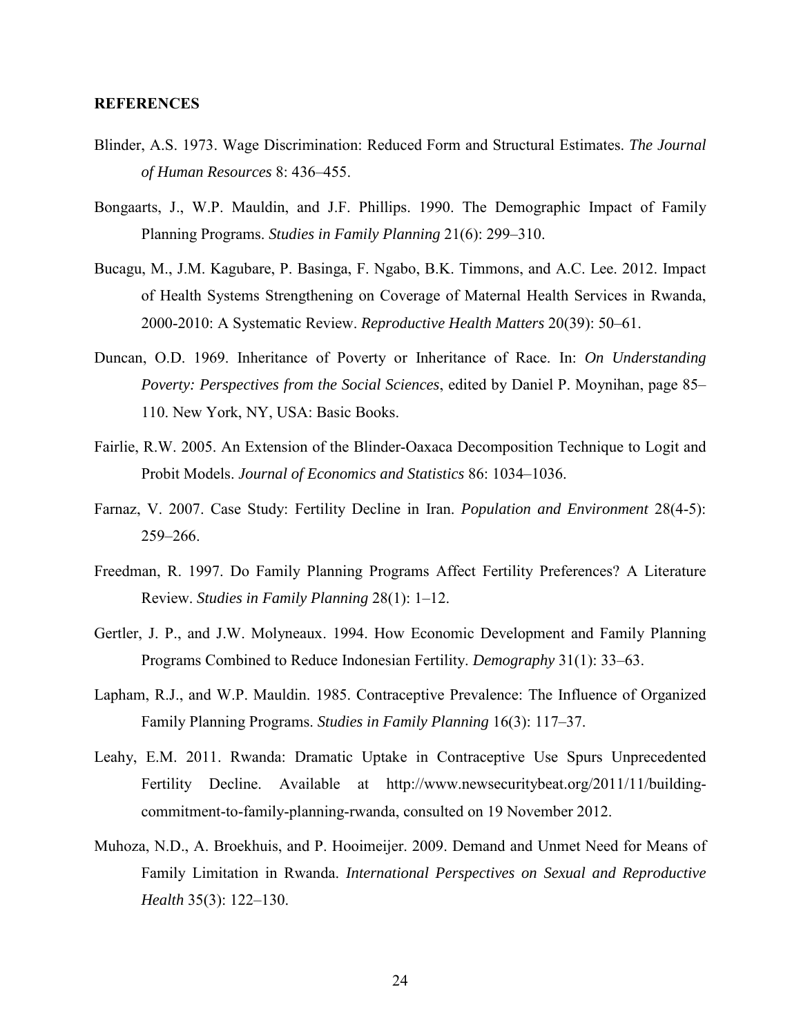## REFERENCES

Blinder, A.S. 1973. Wage Discrimination: Reduced Form and Structural Estimates. *The Journal of Human Resources* 8: 436–455.

Bongaarts, J., W.P. Mauldin, and J.F. Phillips. 1990. The Demographic Impact of Family Planning Programs. *Studies in Family Planning* 21(6): 299–310.

Bucagu, M., J.M. Kagubare, P. Basinga, F. Ngabo, B.K. Timmons, and A.C. Lee. 2012. Impact of Health Systems Strengthening on Coverage of Maternal Health Services in Rwanda, 2000-2010: A Systematic Review. *Reproductive Health Matters* 20(39): 50–61.

Duncan, O.D. 1969. Inheritance of Poverty or Inheritance of Race. In: *On Understanding Poverty: Perspectives from the Social Sciences*, edited by Daniel P. Moynihan, page 85–110. New York, NY, USA: Basic Books.

Fairlie, R.W. 2005. An Extension of the Blinder-Oaxaca Decomposition Technique to Logit and Probit Models. *Journal of Economics and Statistics* 86: 1034–1036.

Farnaz, V. 2007. Case Study: Fertility Decline in Iran. *Population and Environment* 28(4-5): 259–266.

Freedman, R. 1997. Do Family Planning Programs Affect Fertility Preferences? A Literature Review. *Studies in Family Planning* 28(1): 1–12.

Gertler, J. P., and J.W. Molyneaux. 1994. How Economic Development and Family Planning Programs Combined to Reduce Indonesian Fertility. *Demography* 31(1): 33–63.

Lapham, R.J., and W.P. Mauldin. 1985. Contraceptive Prevalence: The Influence of Organized Family Planning Programs. *Studies in Family Planning* 16(3): 117–37.

Leahy, E.M. 2011. Rwanda: Dramatic Uptake in Contraceptive Use Spurs Unprecedented Fertility Decline. Available at http://www.newsecuritybeat.org/2011/11/building-commitment-to-family-planning-rwanda, consulted on 19 November 2012.

Muhoza, N.D., A. Broekhuis, and P. Hooimeijer. 2009. Demand and Unmet Need for Means of Family Limitation in Rwanda. *International Perspectives on Sexual and Reproductive Health* 35(3): 122–130.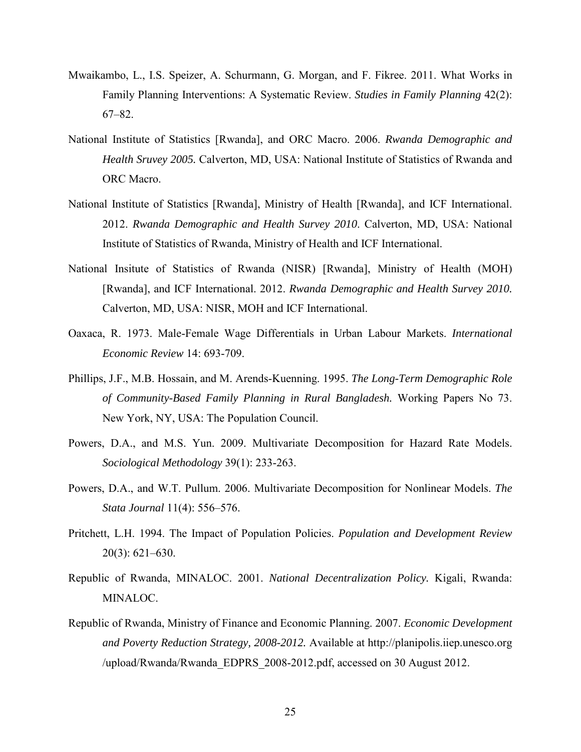Mwaikambo, L., I.S. Speizer, A. Schurmann, G. Morgan, and F. Fikree. 2011. What Works in Family Planning Interventions: A Systematic Review. *Studies in Family Planning* 42(2): 67–82.

National Institute of Statistics [Rwanda], and ORC Macro. 2006. *Rwanda Demographic and Health Sruvey 2005.* Calverton, MD, USA: National Institute of Statistics of Rwanda and ORC Macro.

National Institute of Statistics [Rwanda], Ministry of Health [Rwanda], and ICF International. 2012. *Rwanda Demographic and Health Survey 2010*. Calverton, MD, USA: National Institute of Statistics of Rwanda, Ministry of Health and ICF International.

National Insitute of Statistics of Rwanda (NISR) [Rwanda], Ministry of Health (MOH) [Rwanda], and ICF International. 2012. *Rwanda Demographic and Health Survey 2010.* Calverton, MD, USA: NISR, MOH and ICF International.

Oaxaca, R. 1973. Male-Female Wage Differentials in Urban Labour Markets. *International Economic Review* 14: 693-709.

Phillips, J.F., M.B. Hossain, and M. Arends-Kuenning. 1995. *The Long-Term Demographic Role of Community-Based Family Planning in Rural Bangladesh.* Working Papers No 73. New York, NY, USA: The Population Council.

Powers, D.A., and M.S. Yun. 2009. Multivariate Decomposition for Hazard Rate Models. *Sociological Methodology* 39(1): 233-263.

Powers, D.A., and W.T. Pullum. 2006. Multivariate Decomposition for Nonlinear Models. *The Stata Journal* 11(4): 556–576.

Pritchett, L.H. 1994. The Impact of Population Policies. *Population and Development Review* 20(3): 621–630.

Republic of Rwanda, MINALOC. 2001. *National Decentralization Policy.* Kigali, Rwanda: MINALOC.

Republic of Rwanda, Ministry of Finance and Economic Planning. 2007. *Economic Development and Poverty Reduction Strategy, 2008-2012.* Available at http://planipolis.iiep.unesco.org /upload/Rwanda/Rwanda_EDPRS_2008-2012.pdf, accessed on 30 August 2012.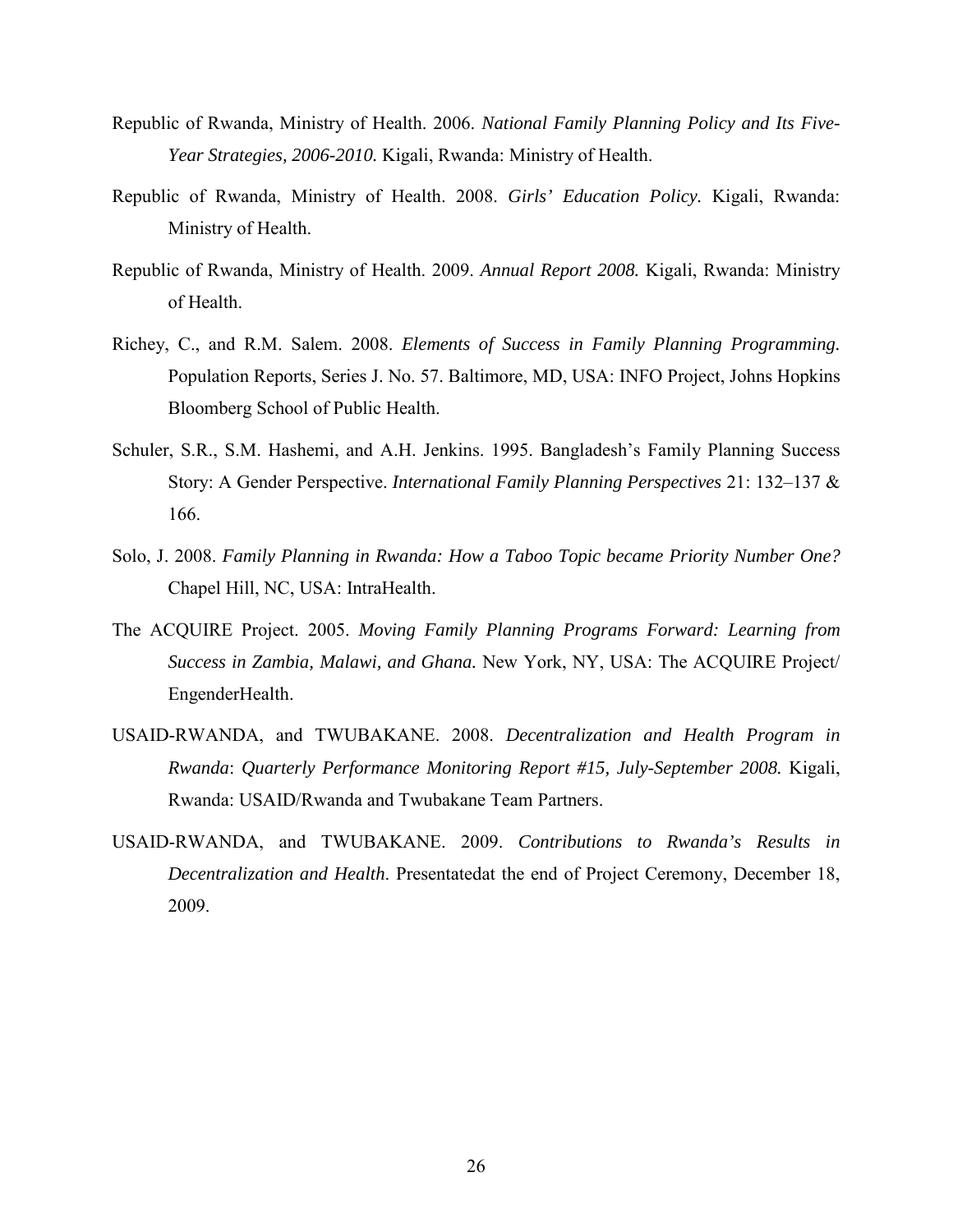Republic of Rwanda, Ministry of Health. 2006. *National Family Planning Policy and Its Five-Year Strategies, 2006-2010.* Kigali, Rwanda: Ministry of Health.

Republic of Rwanda, Ministry of Health. 2008. *Girls' Education Policy.* Kigali, Rwanda: Ministry of Health.

Republic of Rwanda, Ministry of Health. 2009. *Annual Report 2008.* Kigali, Rwanda: Ministry of Health.

Richey, C., and R.M. Salem. 2008. *Elements of Success in Family Planning Programming.* Population Reports, Series J. No. 57. Baltimore, MD, USA: INFO Project, Johns Hopkins Bloomberg School of Public Health.

Schuler, S.R., S.M. Hashemi, and A.H. Jenkins. 1995. Bangladesh's Family Planning Success Story: A Gender Perspective. *International Family Planning Perspectives* 21: 132–137 & 166.

Solo, J. 2008. *Family Planning in Rwanda: How a Taboo Topic became Priority Number One?* Chapel Hill, NC, USA: IntraHealth.

The ACQUIRE Project. 2005. *Moving Family Planning Programs Forward: Learning from Success in Zambia, Malawi, and Ghana.* New York, NY, USA: The ACQUIRE Project/ EngenderHealth.

USAID-RWANDA, and TWUBAKANE. 2008. *Decentralization and Health Program in Rwanda*: *Quarterly Performance Monitoring Report #15, July-September 2008.* Kigali, Rwanda: USAID/Rwanda and Twubakane Team Partners.

USAID-RWANDA, and TWUBAKANE. 2009. *Contributions to Rwanda's Results in Decentralization and Health*. Presentatedat the end of Project Ceremony, December 18, 2009.